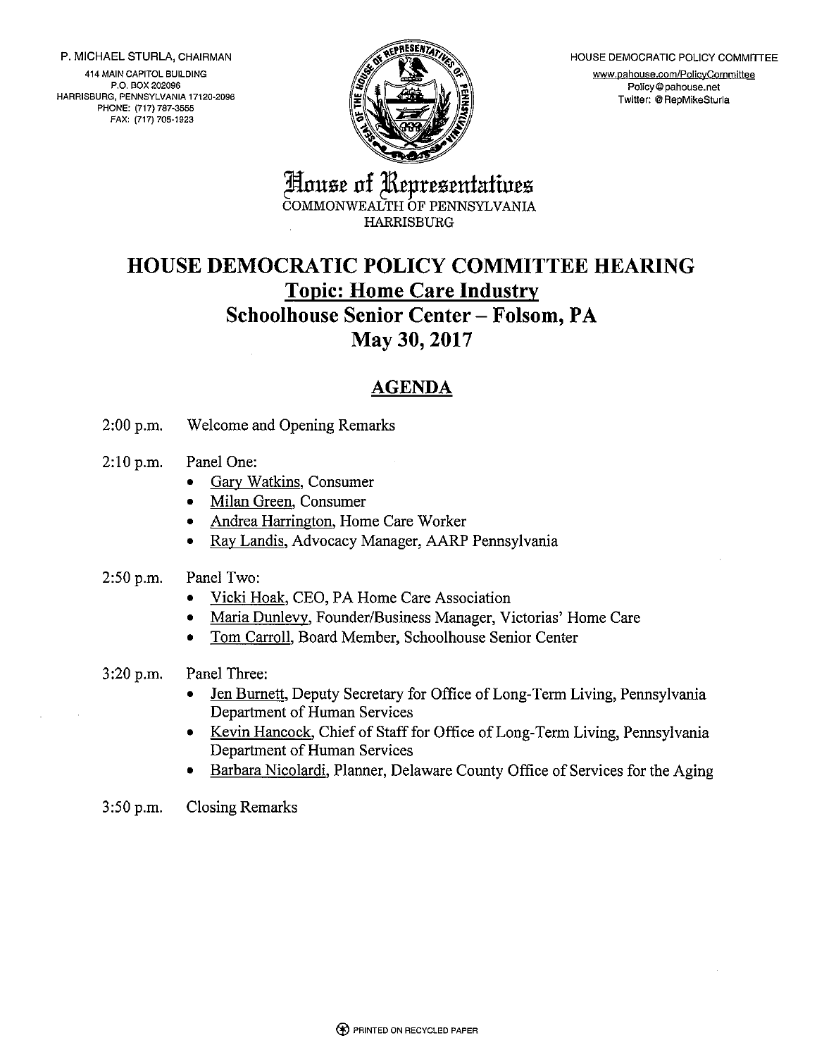P. MICHAEL STURLA, CHAIRMAN

414 MAIN CAPITOL BUILDING
P.O. BOX 202096
HARRISBURG, PENNSYLVANIA 17120-2096
PHONE: (717) 787-3555
FAX: (717) 705-1923

HOUSE DEMOCRATIC POLICY COMMITTEE

www.pahouse.com/PolicyCommittee
Policy@pahouse.net
Twitter: @RepMikeSturla

House of Representatives
COMMONWEALTH OF PENNSYLVANIA
HARRISBURG

# HOUSE DEMOCRATIC POLICY COMMITTEE HEARING

## Topic: Home Care Industry

## Schoolhouse Senior Center – Folsom, PA

## May 30, 2017

## AGENDA

2:00 p.m. Welcome and Opening Remarks

2:10 p.m. Panel One:

- Gary Watkins, Consumer
- Milan Green, Consumer
- Andrea Harrington, Home Care Worker
- Ray Landis, Advocacy Manager, AARP Pennsylvania

2:50 p.m. Panel Two:

- Vicki Hoak, CEO, PA Home Care Association
- Maria Dunlevy, Founder/Business Manager, Victorias' Home Care
- Tom Carroll, Board Member, Schoolhouse Senior Center

3:20 p.m. Panel Three:

- Jen Burnett, Deputy Secretary for Office of Long-Term Living, Pennsylvania Department of Human Services
- Kevin Hancock, Chief of Staff for Office of Long-Term Living, Pennsylvania Department of Human Services
- Barbara Nicolardi, Planner, Delaware County Office of Services for the Aging

3:50 p.m. Closing Remarks

PRINTED ON RECYCLED PAPER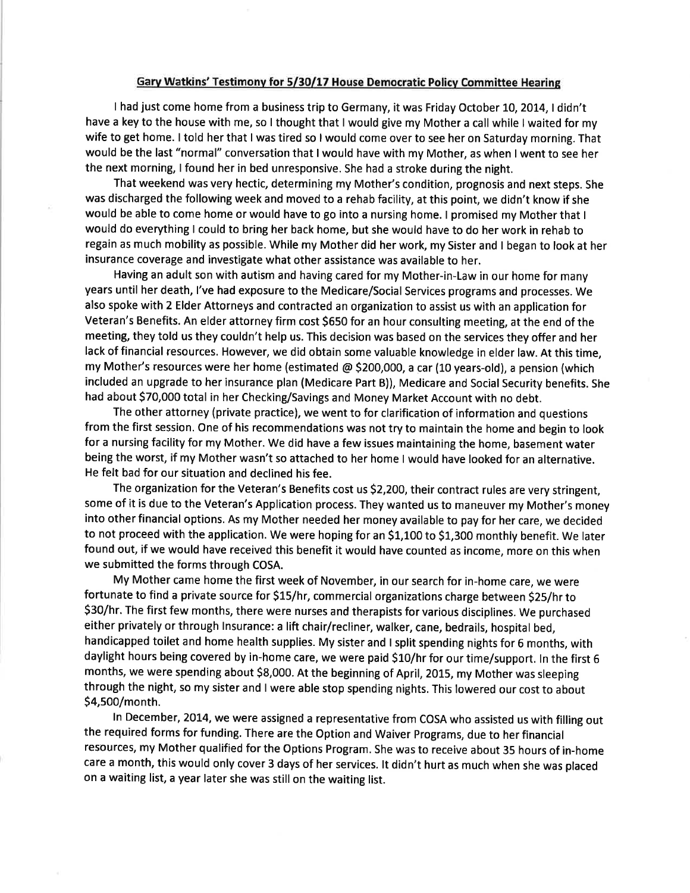**Gary Watkins' Testimony for 5/30/17 House Democratic Policy Committee Hearing**

I had just come home from a business trip to Germany, it was Friday October 10, 2014, I didn't have a key to the house with me, so I thought that I would give my Mother a call while I waited for my wife to get home. I told her that I was tired so I would come over to see her on Saturday morning. That would be the last "normal" conversation that I would have with my Mother, as when I went to see her the next morning, I found her in bed unresponsive. She had a stroke during the night.

That weekend was very hectic, determining my Mother's condition, prognosis and next steps. She was discharged the following week and moved to a rehab facility, at this point, we didn't know if she would be able to come home or would have to go into a nursing home. I promised my Mother that I would do everything I could to bring her back home, but she would have to do her work in rehab to regain as much mobility as possible. While my Mother did her work, my Sister and I began to look at her insurance coverage and investigate what other assistance was available to her.

Having an adult son with autism and having cared for my Mother-in-Law in our home for many years until her death, I've had exposure to the Medicare/Social Services programs and processes. We also spoke with 2 Elder Attorneys and contracted an organization to assist us with an application for Veteran's Benefits. An elder attorney firm cost $650 for an hour consulting meeting, at the end of the meeting, they told us they couldn't help us. This decision was based on the services they offer and her lack of financial resources. However, we did obtain some valuable knowledge in elder law. At this time, my Mother's resources were her home (estimated @ $200,000, a car (10 years-old), a pension (which included an upgrade to her insurance plan (Medicare Part B)), Medicare and Social Security benefits. She had about $70,000 total in her Checking/Savings and Money Market Account with no debt.

The other attorney (private practice), we went to for clarification of information and questions from the first session. One of his recommendations was not try to maintain the home and begin to look for a nursing facility for my Mother. We did have a few issues maintaining the home, basement water being the worst, if my Mother wasn't so attached to her home I would have looked for an alternative. He felt bad for our situation and declined his fee.

The organization for the Veteran's Benefits cost us $2,200, their contract rules are very stringent, some of it is due to the Veteran's Application process. They wanted us to maneuver my Mother's money into other financial options. As my Mother needed her money available to pay for her care, we decided to not proceed with the application. We were hoping for an $1,100 to $1,300 monthly benefit. We later found out, if we would have received this benefit it would have counted as income, more on this when we submitted the forms through COSA.

My Mother came home the first week of November, in our search for in-home care, we were fortunate to find a private source for $15/hr, commercial organizations charge between $25/hr to $30/hr. The first few months, there were nurses and therapists for various disciplines. We purchased either privately or through Insurance: a lift chair/recliner, walker, cane, bedrails, hospital bed, handicapped toilet and home health supplies. My sister and I split spending nights for 6 months, with daylight hours being covered by in-home care, we were paid $10/hr for our time/support. In the first 6 months, we were spending about $8,000. At the beginning of April, 2015, my Mother was sleeping through the night, so my sister and I were able stop spending nights. This lowered our cost to about $4,500/month.

In December, 2014, we were assigned a representative from COSA who assisted us with filling out the required forms for funding. There are the Option and Waiver Programs, due to her financial resources, my Mother qualified for the Options Program. She was to receive about 35 hours of in-home care a month, this would only cover 3 days of her services. It didn't hurt as much when she was placed on a waiting list, a year later she was still on the waiting list.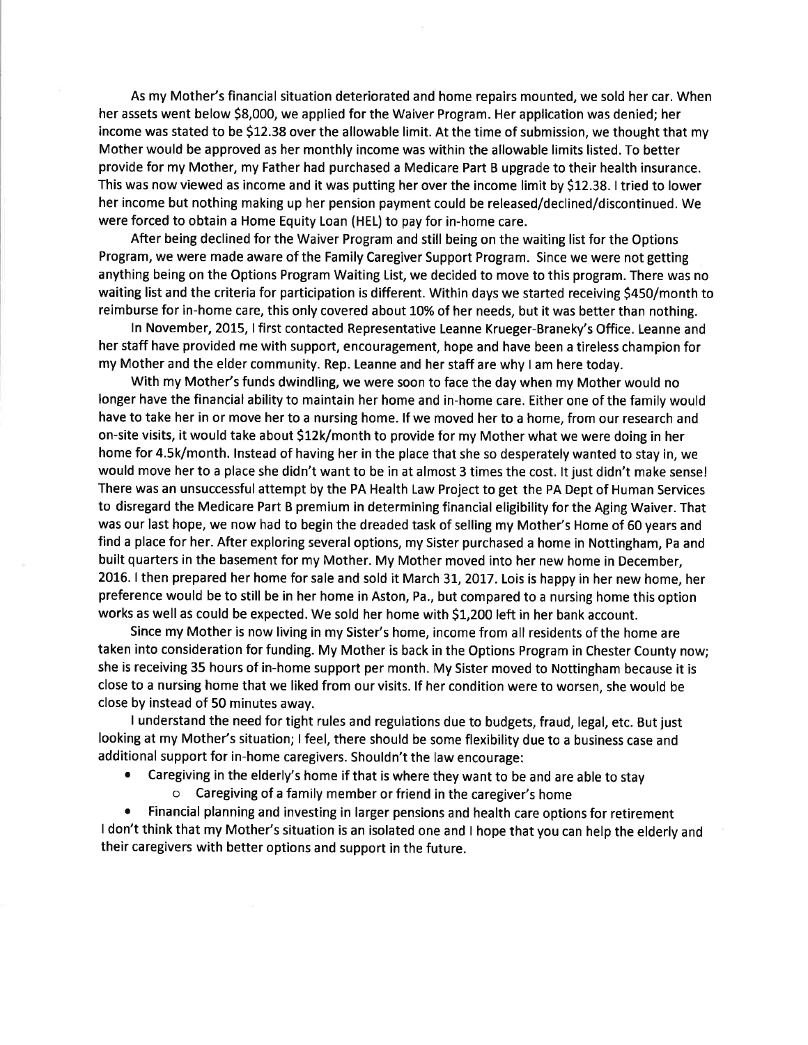As my Mother's financial situation deteriorated and home repairs mounted, we sold her car. When her assets went below $8,000, we applied for the Waiver Program. Her application was denied; her income was stated to be $12.38 over the allowable limit. At the time of submission, we thought that my Mother would be approved as her monthly income was within the allowable limits listed. To better provide for my Mother, my Father had purchased a Medicare Part B upgrade to their health insurance. This was now viewed as income and it was putting her over the income limit by $12.38. I tried to lower her income but nothing making up her pension payment could be released/declined/discontinued. We were forced to obtain a Home Equity Loan (HEL) to pay for in-home care.

After being declined for the Waiver Program and still being on the waiting list for the Options Program, we were made aware of the Family Caregiver Support Program. Since we were not getting anything being on the Options Program Waiting List, we decided to move to this program. There was no waiting list and the criteria for participation is different. Within days we started receiving $450/month to reimburse for in-home care, this only covered about 10% of her needs, but it was better than nothing.

In November, 2015, I first contacted Representative Leanne Krueger-Braneky's Office. Leanne and her staff have provided me with support, encouragement, hope and have been a tireless champion for my Mother and the elder community. Rep. Leanne and her staff are why I am here today.

With my Mother's funds dwindling, we were soon to face the day when my Mother would no longer have the financial ability to maintain her home and in-home care. Either one of the family would have to take her in or move her to a nursing home. If we moved her to a home, from our research and on-site visits, it would take about $12k/month to provide for my Mother what we were doing in her home for 4.5k/month. Instead of having her in the place that she so desperately wanted to stay in, we would move her to a place she didn't want to be in at almost 3 times the cost. It just didn't make sense! There was an unsuccessful attempt by the PA Health Law Project to get the PA Dept of Human Services to disregard the Medicare Part B premium in determining financial eligibility for the Aging Waiver. That was our last hope, we now had to begin the dreaded task of selling my Mother's Home of 60 years and find a place for her. After exploring several options, my Sister purchased a home in Nottingham, Pa and built quarters in the basement for my Mother. My Mother moved into her new home in December, 2016. I then prepared her home for sale and sold it March 31, 2017. Lois is happy in her new home, her preference would be to still be in her home in Aston, Pa., but compared to a nursing home this option works as well as could be expected. We sold her home with $1,200 left in her bank account.

Since my Mother is now living in my Sister's home, income from all residents of the home are taken into consideration for funding. My Mother is back in the Options Program in Chester County now; she is receiving 35 hours of in-home support per month. My Sister moved to Nottingham because it is close to a nursing home that we liked from our visits. If her condition were to worsen, she would be close by instead of 50 minutes away.

I understand the need for tight rules and regulations due to budgets, fraud, legal, etc. But just looking at my Mother's situation; I feel, there should be some flexibility due to a business case and additional support for in-home caregivers. Shouldn't the law encourage:

- Caregiving in the elderly's home if that is where they want to be and are able to stay
    - Caregiving of a family member or friend in the caregiver's home
- Financial planning and investing in larger pensions and health care options for retirement

I don't think that my Mother's situation is an isolated one and I hope that you can help the elderly and their caregivers with better options and support in the future.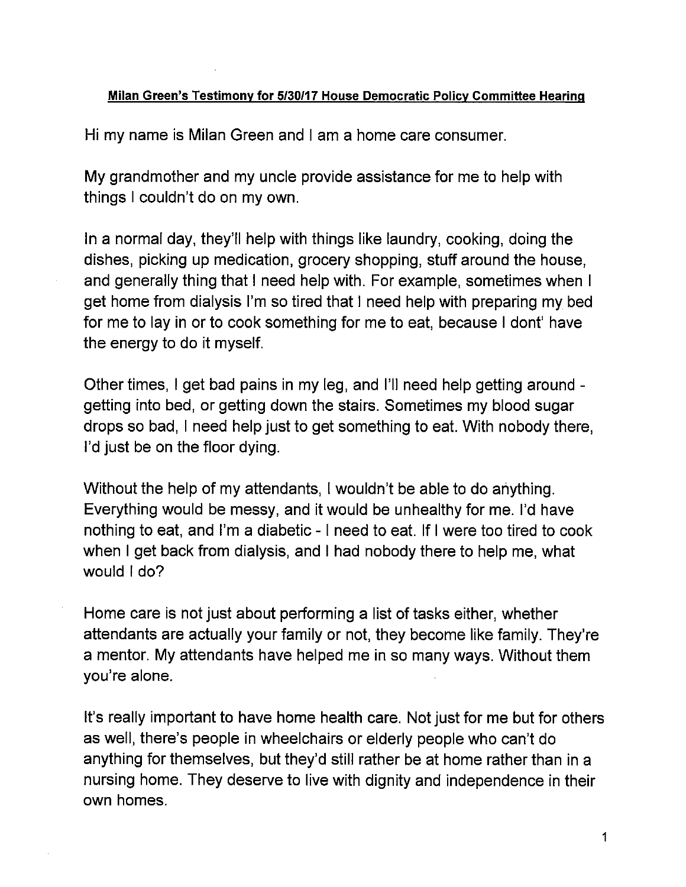**Milan Green's Testimony for 5/30/17 House Democratic Policy Committee Hearing**

Hi my name is Milan Green and I am a home care consumer.

My grandmother and my uncle provide assistance for me to help with things I couldn't do on my own.

In a normal day, they'll help with things like laundry, cooking, doing the dishes, picking up medication, grocery shopping, stuff around the house, and generally thing that I need help with. For example, sometimes when I get home from dialysis I'm so tired that I need help with preparing my bed for me to lay in or to cook something for me to eat, because I dont' have the energy to do it myself.

Other times, I get bad pains in my leg, and I'll need help getting around - getting into bed, or getting down the stairs. Sometimes my blood sugar drops so bad, I need help just to get something to eat. With nobody there, I'd just be on the floor dying.

Without the help of my attendants, I wouldn't be able to do anything. Everything would be messy, and it would be unhealthy for me. I'd have nothing to eat, and I'm a diabetic - I need to eat. If I were too tired to cook when I get back from dialysis, and I had nobody there to help me, what would I do?

Home care is not just about performing a list of tasks either, whether attendants are actually your family or not, they become like family. They're a mentor. My attendants have helped me in so many ways. Without them you're alone.

It's really important to have home health care. Not just for me but for others as well, there's people in wheelchairs or elderly people who can't do anything for themselves, but they'd still rather be at home rather than in a nursing home. They deserve to live with dignity and independence in their own homes.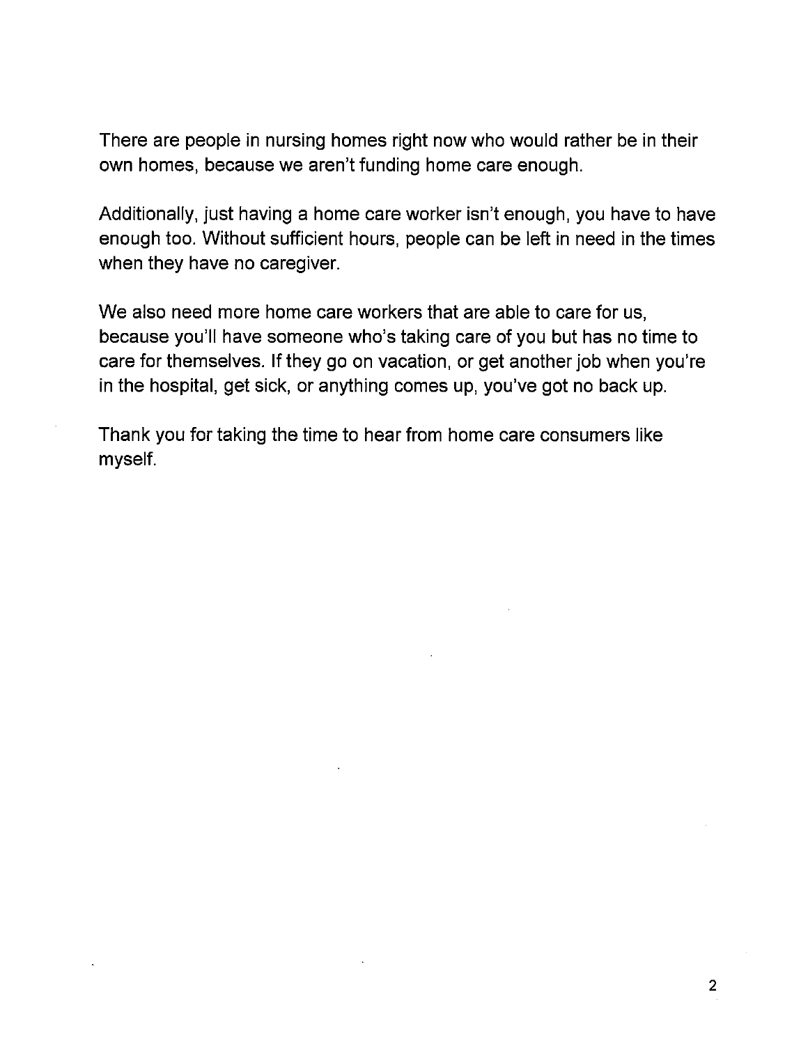There are people in nursing homes right now who would rather be in their own homes, because we aren't funding home care enough.

Additionally, just having a home care worker isn't enough, you have to have enough too. Without sufficient hours, people can be left in need in the times when they have no caregiver.

We also need more home care workers that are able to care for us, because you'll have someone who's taking care of you but has no time to care for themselves. If they go on vacation, or get another job when you're in the hospital, get sick, or anything comes up, you've got no back up.

Thank you for taking the time to hear from home care consumers like myself.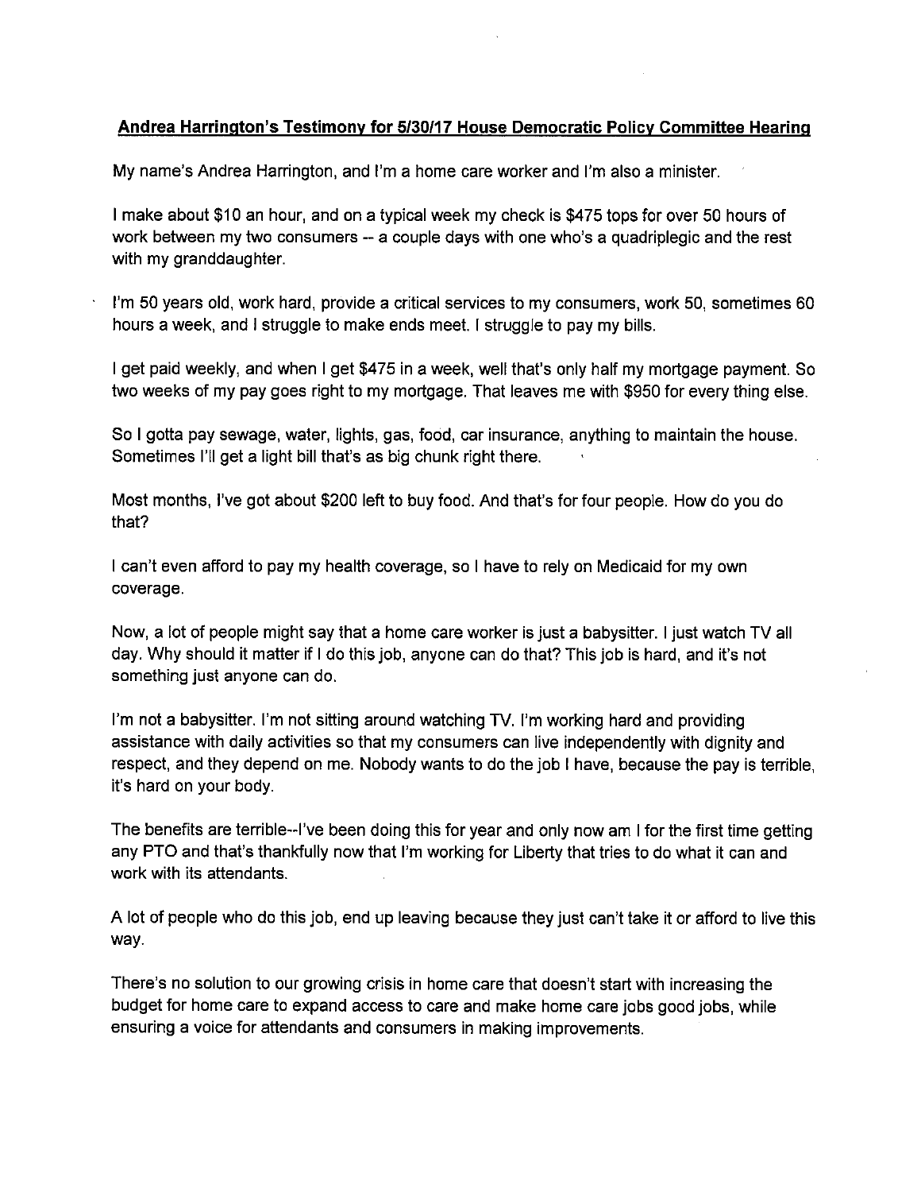**Andrea Harrington's Testimony for 5/30/17 House Democratic Policy Committee Hearing**

My name's Andrea Harrington, and I'm a home care worker and I'm also a minister.

I make about $10 an hour, and on a typical week my check is $475 tops for over 50 hours of work between my two consumers -- a couple days with one who's a quadriplegic and the rest with my granddaughter.

I'm 50 years old, work hard, provide a critical services to my consumers, work 50, sometimes 60 hours a week, and I struggle to make ends meet. I struggle to pay my bills.

I get paid weekly, and when I get $475 in a week, well that's only half my mortgage payment. So two weeks of my pay goes right to my mortgage. That leaves me with $950 for every thing else.

So I gotta pay sewage, water, lights, gas, food, car insurance, anything to maintain the house. Sometimes I'll get a light bill that's as big chunk right there.

Most months, I've got about $200 left to buy food. And that's for four people. How do you do that?

I can't even afford to pay my health coverage, so I have to rely on Medicaid for my own coverage.

Now, a lot of people might say that a home care worker is just a babysitter. I just watch TV all day. Why should it matter if I do this job, anyone can do that? This job is hard, and it's not something just anyone can do.

I'm not a babysitter. I'm not sitting around watching TV. I'm working hard and providing assistance with daily activities so that my consumers can live independently with dignity and respect, and they depend on me. Nobody wants to do the job I have, because the pay is terrible, it's hard on your body.

The benefits are terrible--I've been doing this for year and only now am I for the first time getting any PTO and that's thankfully now that I'm working for Liberty that tries to do what it can and work with its attendants.

A lot of people who do this job, end up leaving because they just can't take it or afford to live this way.

There's no solution to our growing crisis in home care that doesn't start with increasing the budget for home care to expand access to care and make home care jobs good jobs, while ensuring a voice for attendants and consumers in making improvements.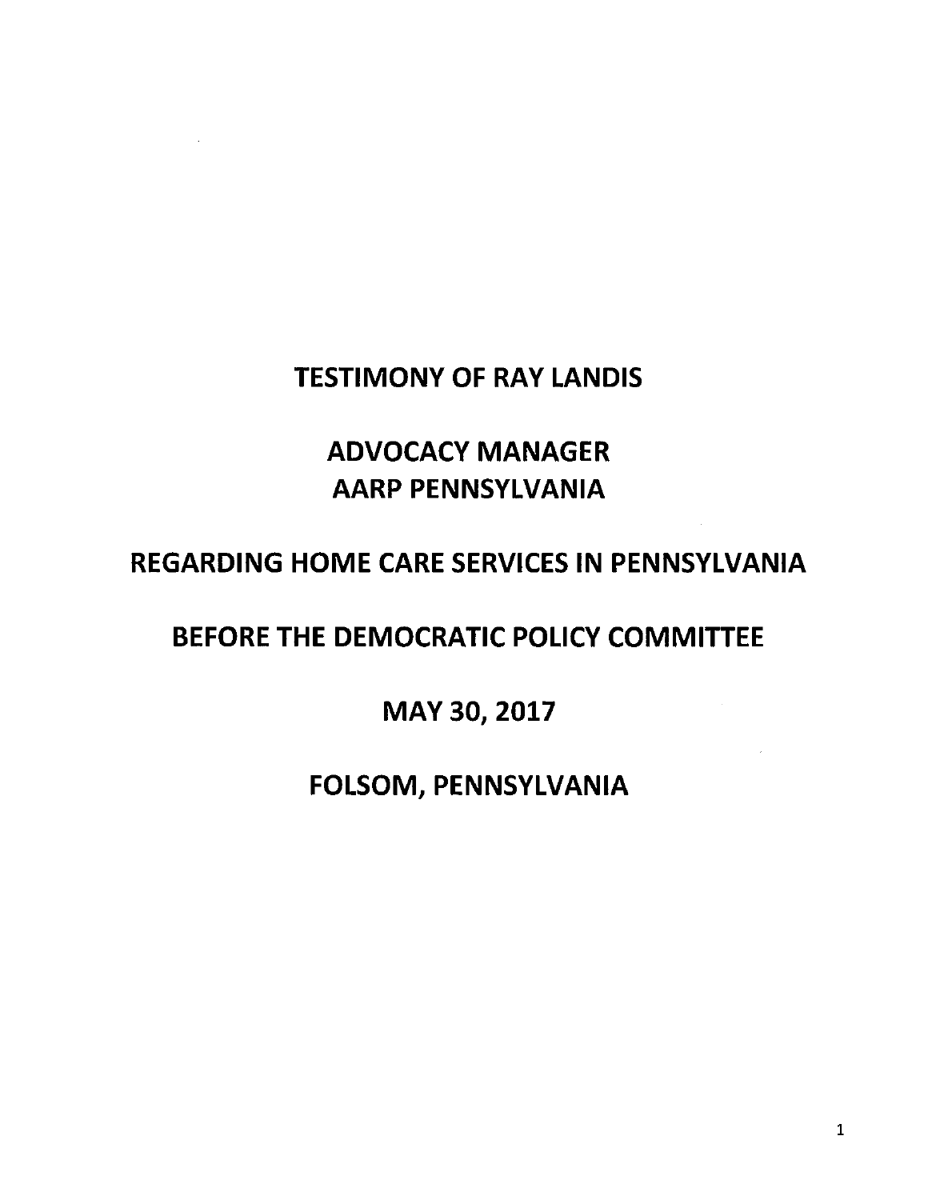# TESTIMONY OF RAY LANDIS

## ADVOCACY MANAGER
## AARP PENNSYLVANIA

## REGARDING HOME CARE SERVICES IN PENNSYLVANIA

## BEFORE THE DEMOCRATIC POLICY COMMITTEE

## MAY 30, 2017

## FOLSOM, PENNSYLVANIA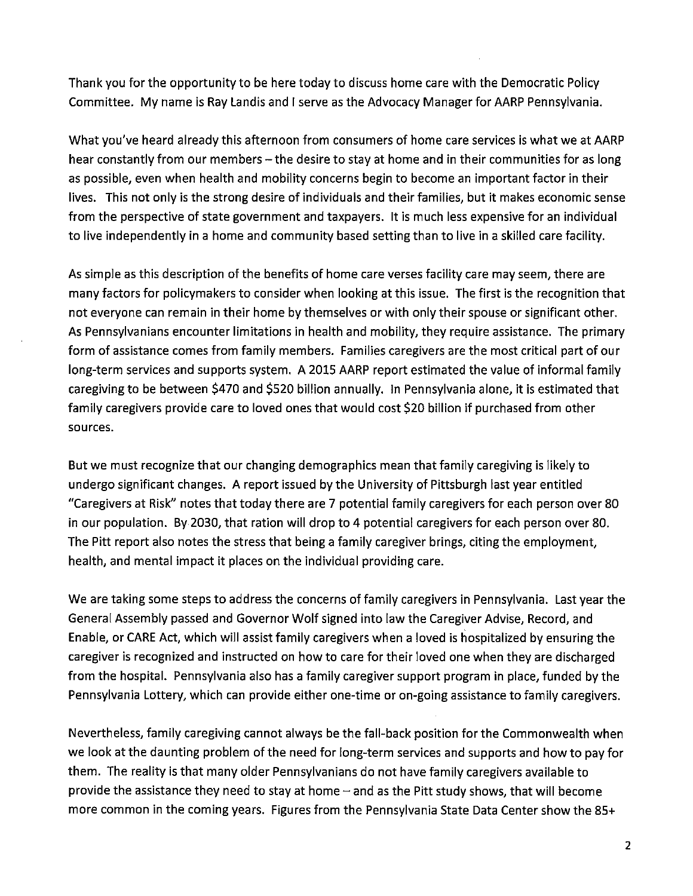Thank you for the opportunity to be here today to discuss home care with the Democratic Policy Committee. My name is Ray Landis and I serve as the Advocacy Manager for AARP Pennsylvania.

What you've heard already this afternoon from consumers of home care services is what we at AARP hear constantly from our members – the desire to stay at home and in their communities for as long as possible, even when health and mobility concerns begin to become an important factor in their lives. This not only is the strong desire of individuals and their families, but it makes economic sense from the perspective of state government and taxpayers. It is much less expensive for an individual to live independently in a home and community based setting than to live in a skilled care facility.

As simple as this description of the benefits of home care verses facility care may seem, there are many factors for policymakers to consider when looking at this issue. The first is the recognition that not everyone can remain in their home by themselves or with only their spouse or significant other. As Pennsylvanians encounter limitations in health and mobility, they require assistance. The primary form of assistance comes from family members. Families caregivers are the most critical part of our long-term services and supports system. A 2015 AARP report estimated the value of informal family caregiving to be between $470 and $520 billion annually. In Pennsylvania alone, it is estimated that family caregivers provide care to loved ones that would cost $20 billion if purchased from other sources.

But we must recognize that our changing demographics mean that family caregiving is likely to undergo significant changes. A report issued by the University of Pittsburgh last year entitled "Caregivers at Risk" notes that today there are 7 potential family caregivers for each person over 80 in our population. By 2030, that ration will drop to 4 potential caregivers for each person over 80. The Pitt report also notes the stress that being a family caregiver brings, citing the employment, health, and mental impact it places on the individual providing care.

We are taking some steps to address the concerns of family caregivers in Pennsylvania. Last year the General Assembly passed and Governor Wolf signed into law the Caregiver Advise, Record, and Enable, or CARE Act, which will assist family caregivers when a loved is hospitalized by ensuring the caregiver is recognized and instructed on how to care for their loved one when they are discharged from the hospital. Pennsylvania also has a family caregiver support program in place, funded by the Pennsylvania Lottery, which can provide either one-time or on-going assistance to family caregivers.

Nevertheless, family caregiving cannot always be the fall-back position for the Commonwealth when we look at the daunting problem of the need for long-term services and supports and how to pay for them. The reality is that many older Pennsylvanians do not have family caregivers available to provide the assistance they need to stay at home – and as the Pitt study shows, that will become more common in the coming years. Figures from the Pennsylvania State Data Center show the 85+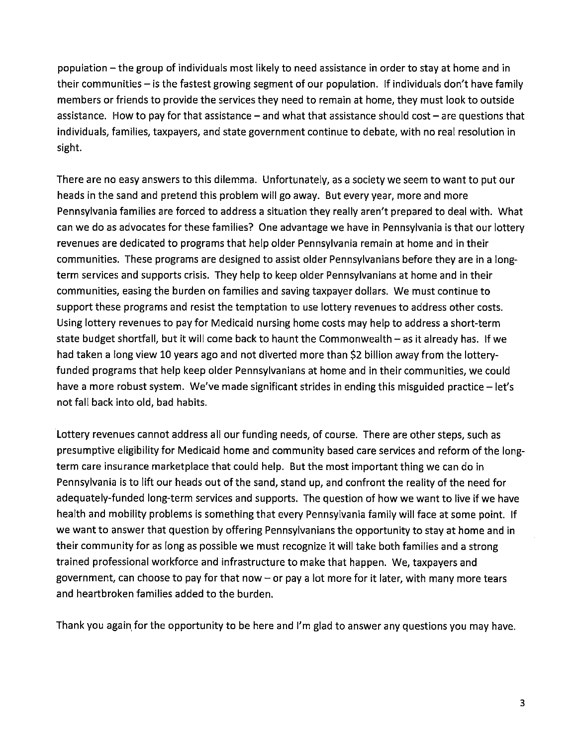population – the group of individuals most likely to need assistance in order to stay at home and in their communities – is the fastest growing segment of our population. If individuals don't have family members or friends to provide the services they need to remain at home, they must look to outside assistance. How to pay for that assistance – and what that assistance should cost – are questions that individuals, families, taxpayers, and state government continue to debate, with no real resolution in sight.

There are no easy answers to this dilemma. Unfortunately, as a society we seem to want to put our heads in the sand and pretend this problem will go away. But every year, more and more Pennsylvania families are forced to address a situation they really aren't prepared to deal with. What can we do as advocates for these families? One advantage we have in Pennsylvania is that our lottery revenues are dedicated to programs that help older Pennsylvania remain at home and in their communities. These programs are designed to assist older Pennsylvanians before they are in a long-term services and supports crisis. They help to keep older Pennsylvanians at home and in their communities, easing the burden on families and saving taxpayer dollars. We must continue to support these programs and resist the temptation to use lottery revenues to address other costs. Using lottery revenues to pay for Medicaid nursing home costs may help to address a short-term state budget shortfall, but it will come back to haunt the Commonwealth – as it already has. If we had taken a long view 10 years ago and not diverted more than $2 billion away from the lottery-funded programs that help keep older Pennsylvanians at home and in their communities, we could have a more robust system. We've made significant strides in ending this misguided practice – let's not fall back into old, bad habits.

Lottery revenues cannot address all our funding needs, of course. There are other steps, such as presumptive eligibility for Medicaid home and community based care services and reform of the long-term care insurance marketplace that could help. But the most important thing we can do in Pennsylvania is to lift our heads out of the sand, stand up, and confront the reality of the need for adequately-funded long-term services and supports. The question of how we want to live if we have health and mobility problems is something that every Pennsylvania family will face at some point. If we want to answer that question by offering Pennsylvanians the opportunity to stay at home and in their community for as long as possible we must recognize it will take both families and a strong trained professional workforce and infrastructure to make that happen. We, taxpayers and government, can choose to pay for that now – or pay a lot more for it later, with many more tears and heartbroken families added to the burden.

Thank you again for the opportunity to be here and I'm glad to answer any questions you may have.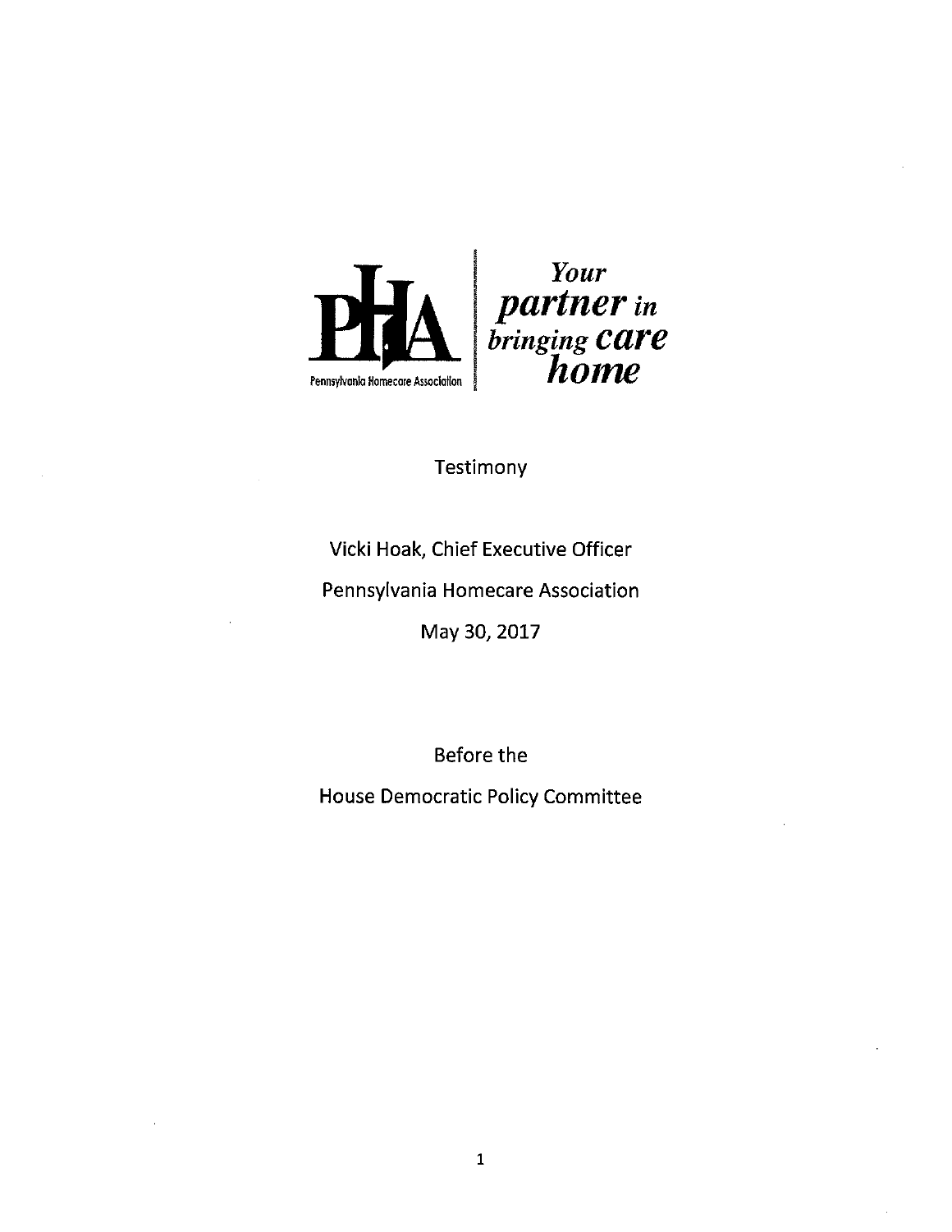PHA

Pennsylvania Homecare Association

*Your* ***partner*** *in bringing* ***care*** ***home***

Testimony

Vicki Hoak, Chief Executive Officer

Pennsylvania Homecare Association

May 30, 2017

Before the

House Democratic Policy Committee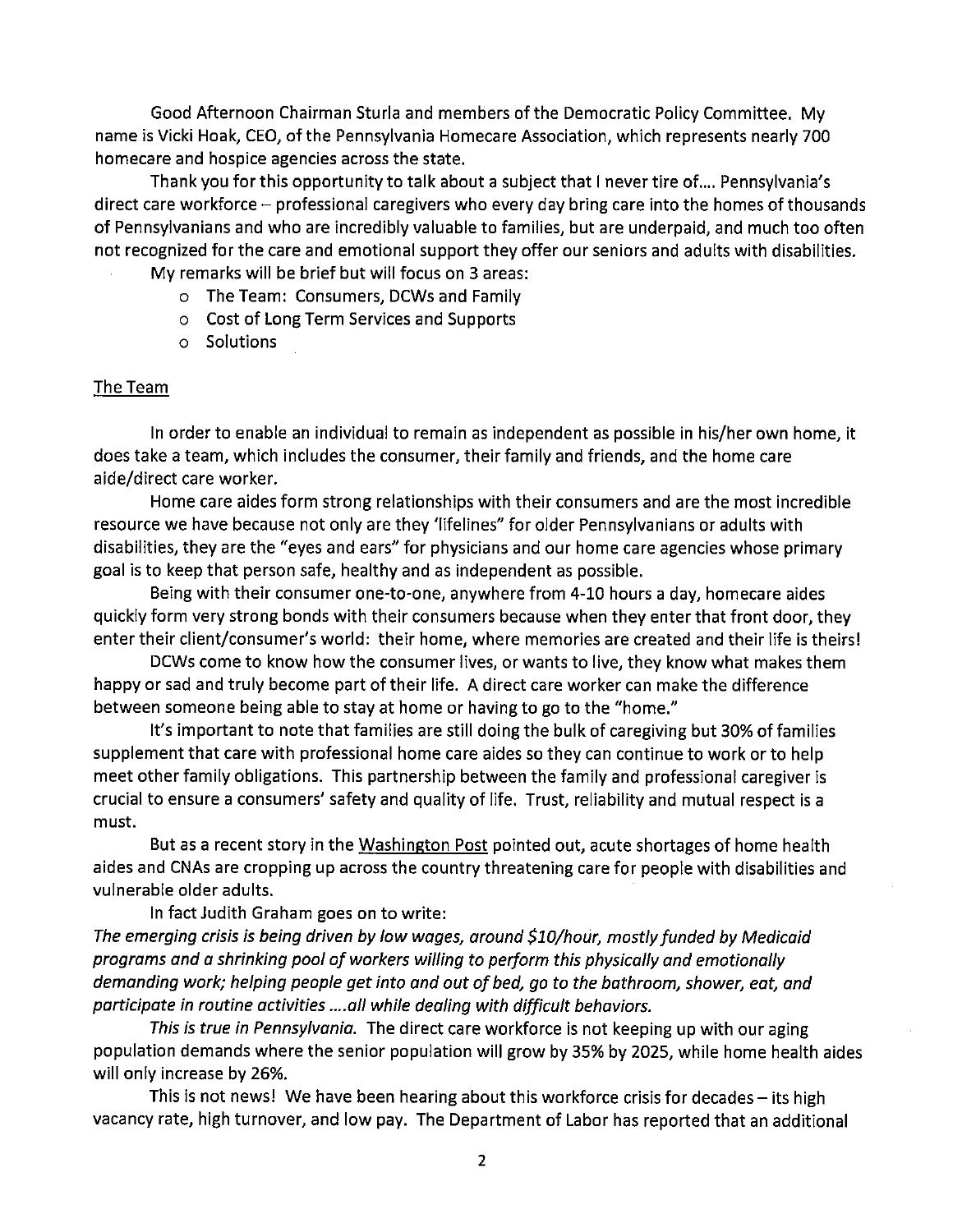Good Afternoon Chairman Sturla and members of the Democratic Policy Committee. My name is Vicki Hoak, CEO, of the Pennsylvania Homecare Association, which represents nearly 700 homecare and hospice agencies across the state.

Thank you for this opportunity to talk about a subject that I never tire of.... Pennsylvania's direct care workforce – professional caregivers who every day bring care into the homes of thousands of Pennsylvanians and who are incredibly valuable to families, but are underpaid, and much too often not recognized for the care and emotional support they offer our seniors and adults with disabilities.

My remarks will be brief but will focus on 3 areas:

- The Team: Consumers, DCWs and Family
- Cost of Long Term Services and Supports
- Solutions

## The Team

In order to enable an individual to remain as independent as possible in his/her own home, it does take a team, which includes the consumer, their family and friends, and the home care aide/direct care worker.

Home care aides form strong relationships with their consumers and are the most incredible resource we have because not only are they 'lifelines" for older Pennsylvanians or adults with disabilities, they are the "eyes and ears" for physicians and our home care agencies whose primary goal is to keep that person safe, healthy and as independent as possible.

Being with their consumer one-to-one, anywhere from 4-10 hours a day, homecare aides quickly form very strong bonds with their consumers because when they enter that front door, they enter their client/consumer's world: their home, where memories are created and their life is theirs!

DCWs come to know how the consumer lives, or wants to live, they know what makes them happy or sad and truly become part of their life. A direct care worker can make the difference between someone being able to stay at home or having to go to the "home."

It's important to note that families are still doing the bulk of caregiving but 30% of families supplement that care with professional home care aides so they can continue to work or to help meet other family obligations. This partnership between the family and professional caregiver is crucial to ensure a consumers' safety and quality of life. Trust, reliability and mutual respect is a must.

But as a recent story in the Washington Post pointed out, acute shortages of home health aides and CNAs are cropping up across the country threatening care for people with disabilities and vulnerable older adults.

In fact Judith Graham goes on to write:

*The emerging crisis is being driven by low wages, around $10/hour, mostly funded by Medicaid programs and a shrinking pool of workers willing to perform this physically and emotionally demanding work; helping people get into and out of bed, go to the bathroom, shower, eat, and participate in routine activities ....all while dealing with difficult behaviors.*

*This is true in Pennsylvania.* The direct care workforce is not keeping up with our aging population demands where the senior population will grow by 35% by 2025, while home health aides will only increase by 26%.

This is not news! We have been hearing about this workforce crisis for decades – its high vacancy rate, high turnover, and low pay. The Department of Labor has reported that an additional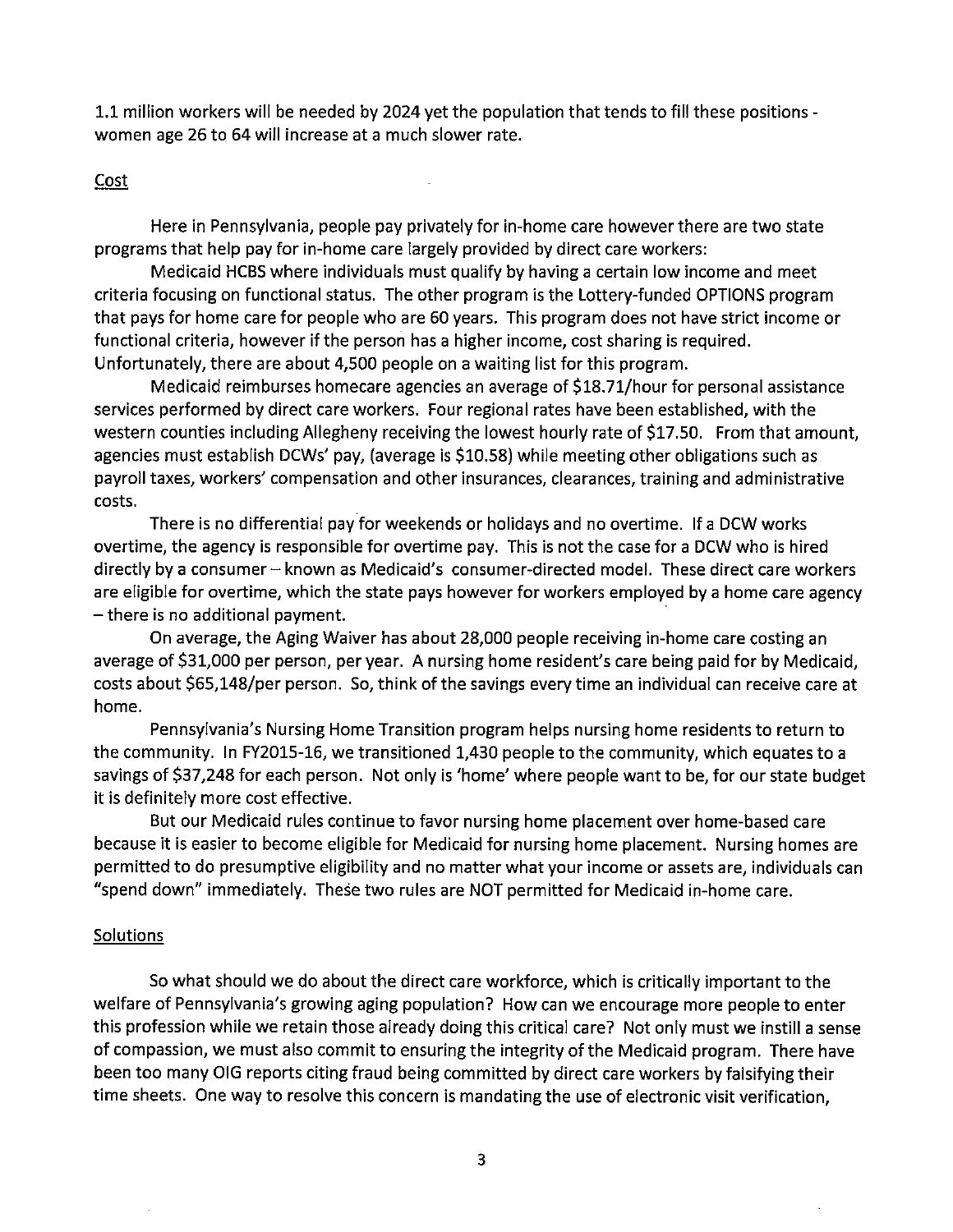1.1 million workers will be needed by 2024 yet the population that tends to fill these positions - women age 26 to 64 will increase at a much slower rate.

## Cost

Here in Pennsylvania, people pay privately for in-home care however there are two state programs that help pay for in-home care largely provided by direct care workers:

Medicaid HCBS where individuals must qualify by having a certain low income and meet criteria focusing on functional status. The other program is the Lottery-funded OPTIONS program that pays for home care for people who are 60 years. This program does not have strict income or functional criteria, however if the person has a higher income, cost sharing is required. Unfortunately, there are about 4,500 people on a waiting list for this program.

Medicaid reimburses homecare agencies an average of $18.71/hour for personal assistance services performed by direct care workers. Four regional rates have been established, with the western counties including Allegheny receiving the lowest hourly rate of $17.50. From that amount, agencies must establish DCWs' pay, (average is $10.58) while meeting other obligations such as payroll taxes, workers' compensation and other insurances, clearances, training and administrative costs.

There is no differential pay for weekends or holidays and no overtime. If a DCW works overtime, the agency is responsible for overtime pay. This is not the case for a DCW who is hired directly by a consumer – known as Medicaid's consumer-directed model. These direct care workers are eligible for overtime, which the state pays however for workers employed by a home care agency – there is no additional payment.

On average, the Aging Waiver has about 28,000 people receiving in-home care costing an average of $31,000 per person, per year. A nursing home resident's care being paid for by Medicaid, costs about $65,148/per person. So, think of the savings every time an individual can receive care at home.

Pennsylvania's Nursing Home Transition program helps nursing home residents to return to the community. In FY2015-16, we transitioned 1,430 people to the community, which equates to a savings of $37,248 for each person. Not only is 'home' where people want to be, for our state budget it is definitely more cost effective.

But our Medicaid rules continue to favor nursing home placement over home-based care because it is easier to become eligible for Medicaid for nursing home placement. Nursing homes are permitted to do presumptive eligibility and no matter what your income or assets are, individuals can "spend down" immediately. These two rules are NOT permitted for Medicaid in-home care.

## Solutions

So what should we do about the direct care workforce, which is critically important to the welfare of Pennsylvania's growing aging population? How can we encourage more people to enter this profession while we retain those already doing this critical care? Not only must we instill a sense of compassion, we must also commit to ensuring the integrity of the Medicaid program. There have been too many OIG reports citing fraud being committed by direct care workers by falsifying their time sheets. One way to resolve this concern is mandating the use of electronic visit verification,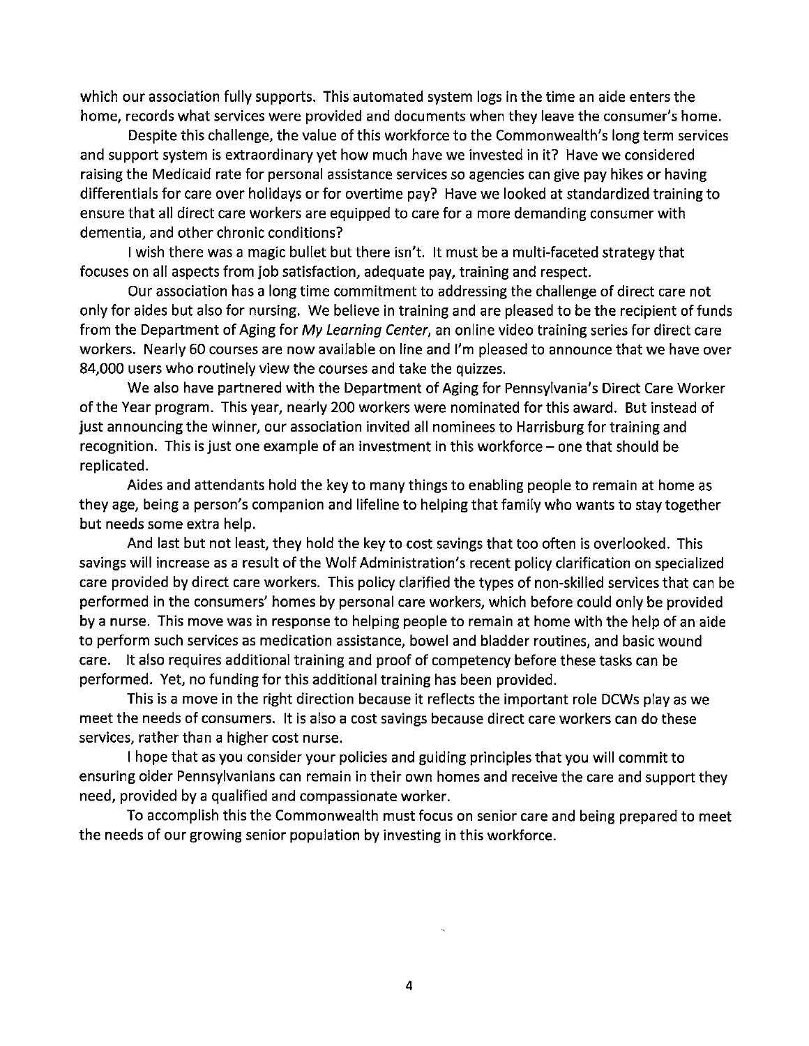which our association fully supports. This automated system logs in the time an aide enters the home, records what services were provided and documents when they leave the consumer's home.

Despite this challenge, the value of this workforce to the Commonwealth's long term services and support system is extraordinary yet how much have we invested in it? Have we considered raising the Medicaid rate for personal assistance services so agencies can give pay hikes or having differentials for care over holidays or for overtime pay? Have we looked at standardized training to ensure that all direct care workers are equipped to care for a more demanding consumer with dementia, and other chronic conditions?

I wish there was a magic bullet but there isn't. It must be a multi-faceted strategy that focuses on all aspects from job satisfaction, adequate pay, training and respect.

Our association has a long time commitment to addressing the challenge of direct care not only for aides but also for nursing. We believe in training and are pleased to be the recipient of funds from the Department of Aging for *My Learning Center*, an online video training series for direct care workers. Nearly 60 courses are now available on line and I'm pleased to announce that we have over 84,000 users who routinely view the courses and take the quizzes.

We also have partnered with the Department of Aging for Pennsylvania's Direct Care Worker of the Year program. This year, nearly 200 workers were nominated for this award. But instead of just announcing the winner, our association invited all nominees to Harrisburg for training and recognition. This is just one example of an investment in this workforce – one that should be replicated.

Aides and attendants hold the key to many things to enabling people to remain at home as they age, being a person's companion and lifeline to helping that family who wants to stay together but needs some extra help.

And last but not least, they hold the key to cost savings that too often is overlooked. This savings will increase as a result of the Wolf Administration's recent policy clarification on specialized care provided by direct care workers. This policy clarified the types of non-skilled services that can be performed in the consumers' homes by personal care workers, which before could only be provided by a nurse. This move was in response to helping people to remain at home with the help of an aide to perform such services as medication assistance, bowel and bladder routines, and basic wound care. It also requires additional training and proof of competency before these tasks can be performed. Yet, no funding for this additional training has been provided.

This is a move in the right direction because it reflects the important role DCWs play as we meet the needs of consumers. It is also a cost savings because direct care workers can do these services, rather than a higher cost nurse.

I hope that as you consider your policies and guiding principles that you will commit to ensuring older Pennsylvanians can remain in their own homes and receive the care and support they need, provided by a qualified and compassionate worker.

To accomplish this the Commonwealth must focus on senior care and being prepared to meet the needs of our growing senior population by investing in this workforce.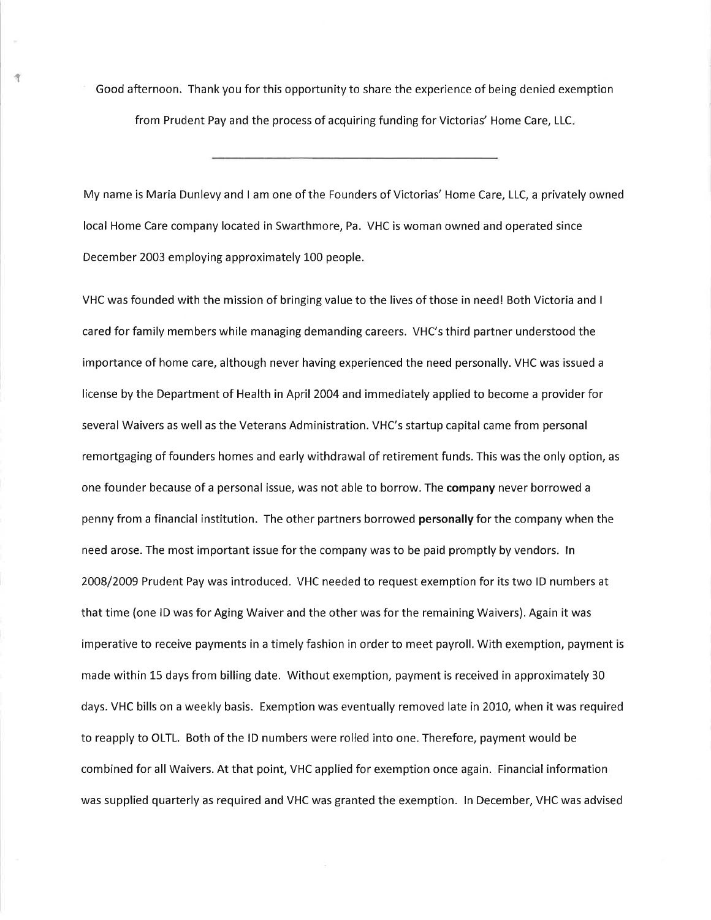Good afternoon. Thank you for this opportunity to share the experience of being denied exemption from Prudent Pay and the process of acquiring funding for Victorias' Home Care, LLC.

---

My name is Maria Dunlevy and I am one of the Founders of Victorias' Home Care, LLC, a privately owned local Home Care company located in Swarthmore, Pa. VHC is woman owned and operated since December 2003 employing approximately 100 people.

VHC was founded with the mission of bringing value to the lives of those in need! Both Victoria and I cared for family members while managing demanding careers. VHC's third partner understood the importance of home care, although never having experienced the need personally. VHC was issued a license by the Department of Health in April 2004 and immediately applied to become a provider for several Waivers as well as the Veterans Administration. VHC's startup capital came from personal remortgaging of founders homes and early withdrawal of retirement funds. This was the only option, as one founder because of a personal issue, was not able to borrow. The **company** never borrowed a penny from a financial institution. The other partners borrowed **personally** for the company when the need arose. The most important issue for the company was to be paid promptly by vendors. In 2008/2009 Prudent Pay was introduced. VHC needed to request exemption for its two ID numbers at that time (one ID was for Aging Waiver and the other was for the remaining Waivers). Again it was imperative to receive payments in a timely fashion in order to meet payroll. With exemption, payment is made within 15 days from billing date. Without exemption, payment is received in approximately 30 days. VHC bills on a weekly basis. Exemption was eventually removed late in 2010, when it was required to reapply to OLTL. Both of the ID numbers were rolled into one. Therefore, payment would be combined for all Waivers. At that point, VHC applied for exemption once again. Financial information was supplied quarterly as required and VHC was granted the exemption. In December, VHC was advised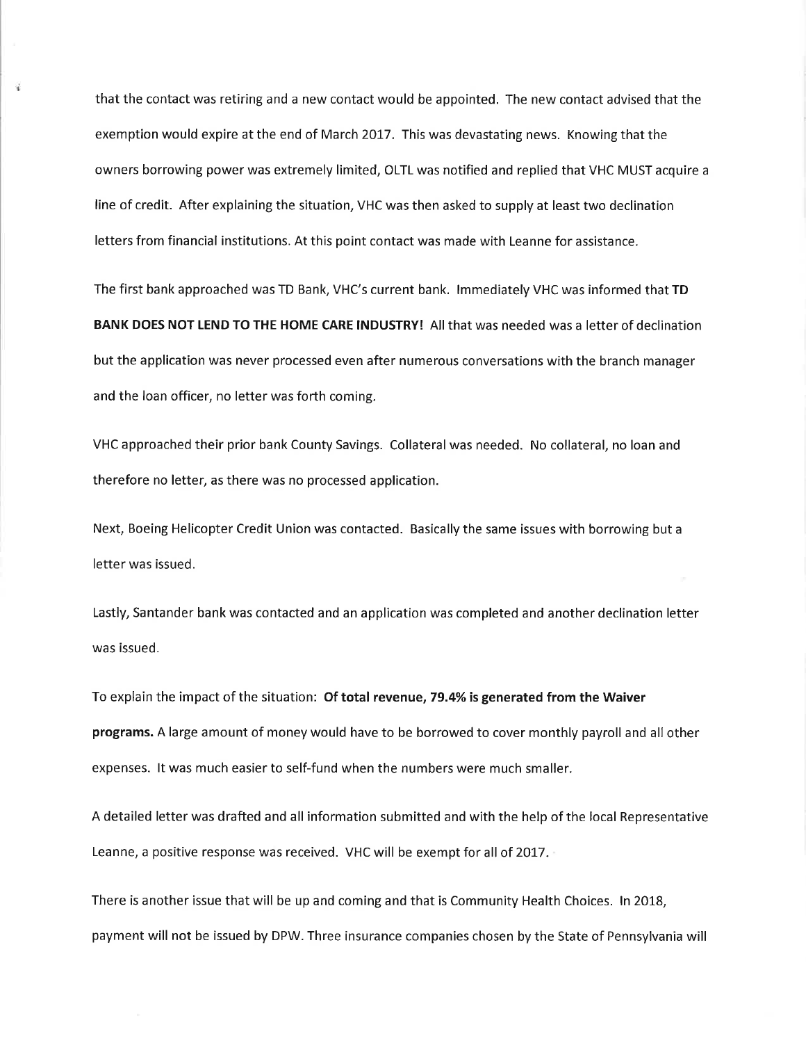that the contact was retiring and a new contact would be appointed. The new contact advised that the exemption would expire at the end of March 2017. This was devastating news. Knowing that the owners borrowing power was extremely limited, OLTL was notified and replied that VHC MUST acquire a line of credit. After explaining the situation, VHC was then asked to supply at least two declination letters from financial institutions. At this point contact was made with Leanne for assistance.

The first bank approached was TD Bank, VHC's current bank. Immediately VHC was informed that **TD BANK DOES NOT LEND TO THE HOME CARE INDUSTRY!** All that was needed was a letter of declination but the application was never processed even after numerous conversations with the branch manager and the loan officer, no letter was forth coming.

VHC approached their prior bank County Savings. Collateral was needed. No collateral, no loan and therefore no letter, as there was no processed application.

Next, Boeing Helicopter Credit Union was contacted. Basically the same issues with borrowing but a letter was issued.

Lastly, Santander bank was contacted and an application was completed and another declination letter was issued.

To explain the impact of the situation: **Of total revenue, 79.4% is generated from the Waiver programs.** A large amount of money would have to be borrowed to cover monthly payroll and all other expenses. It was much easier to self-fund when the numbers were much smaller.

A detailed letter was drafted and all information submitted and with the help of the local Representative Leanne, a positive response was received. VHC will be exempt for all of 2017.

There is another issue that will be up and coming and that is Community Health Choices. In 2018, payment will not be issued by DPW. Three insurance companies chosen by the State of Pennsylvania will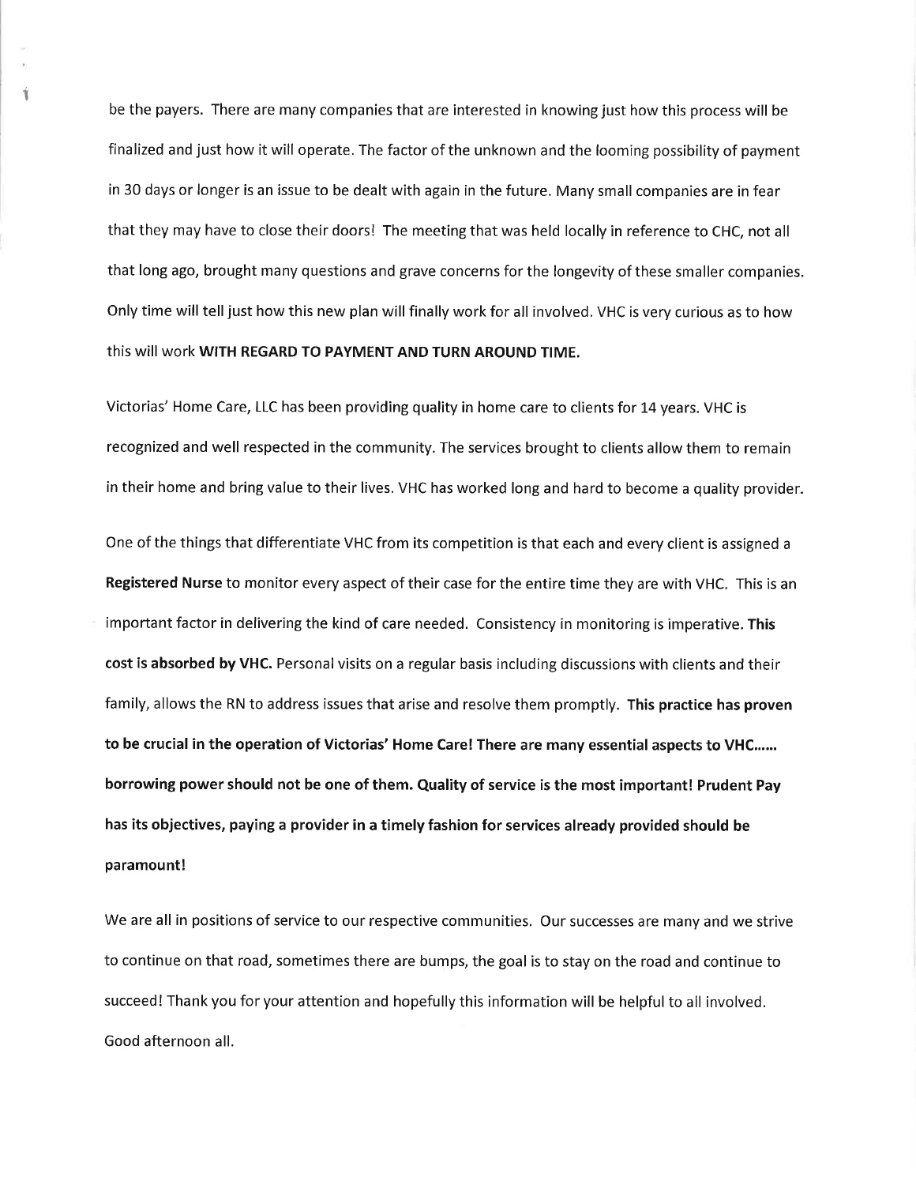be the payers. There are many companies that are interested in knowing just how this process will be finalized and just how it will operate. The factor of the unknown and the looming possibility of payment in 30 days or longer is an issue to be dealt with again in the future. Many small companies are in fear that they may have to close their doors! The meeting that was held locally in reference to CHC, not all that long ago, brought many questions and grave concerns for the longevity of these smaller companies. Only time will tell just how this new plan will finally work for all involved. VHC is very curious as to how this will work **WITH REGARD TO PAYMENT AND TURN AROUND TIME.**

Victorias' Home Care, LLC has been providing quality in home care to clients for 14 years. VHC is recognized and well respected in the community. The services brought to clients allow them to remain in their home and bring value to their lives. VHC has worked long and hard to become a quality provider.

One of the things that differentiate VHC from its competition is that each and every client is assigned a **Registered Nurse** to monitor every aspect of their case for the entire time they are with VHC. This is an important factor in delivering the kind of care needed. Consistency in monitoring is imperative. **This cost is absorbed by VHC.** Personal visits on a regular basis including discussions with clients and their family, allows the RN to address issues that arise and resolve them promptly. **This practice has proven to be crucial in the operation of Victorias' Home Care! There are many essential aspects to VHC…… borrowing power should not be one of them. Quality of service is the most important! Prudent Pay has its objectives, paying a provider in a timely fashion for services already provided should be paramount!**

We are all in positions of service to our respective communities. Our successes are many and we strive to continue on that road, sometimes there are bumps, the goal is to stay on the road and continue to succeed! Thank you for your attention and hopefully this information will be helpful to all involved. Good afternoon all.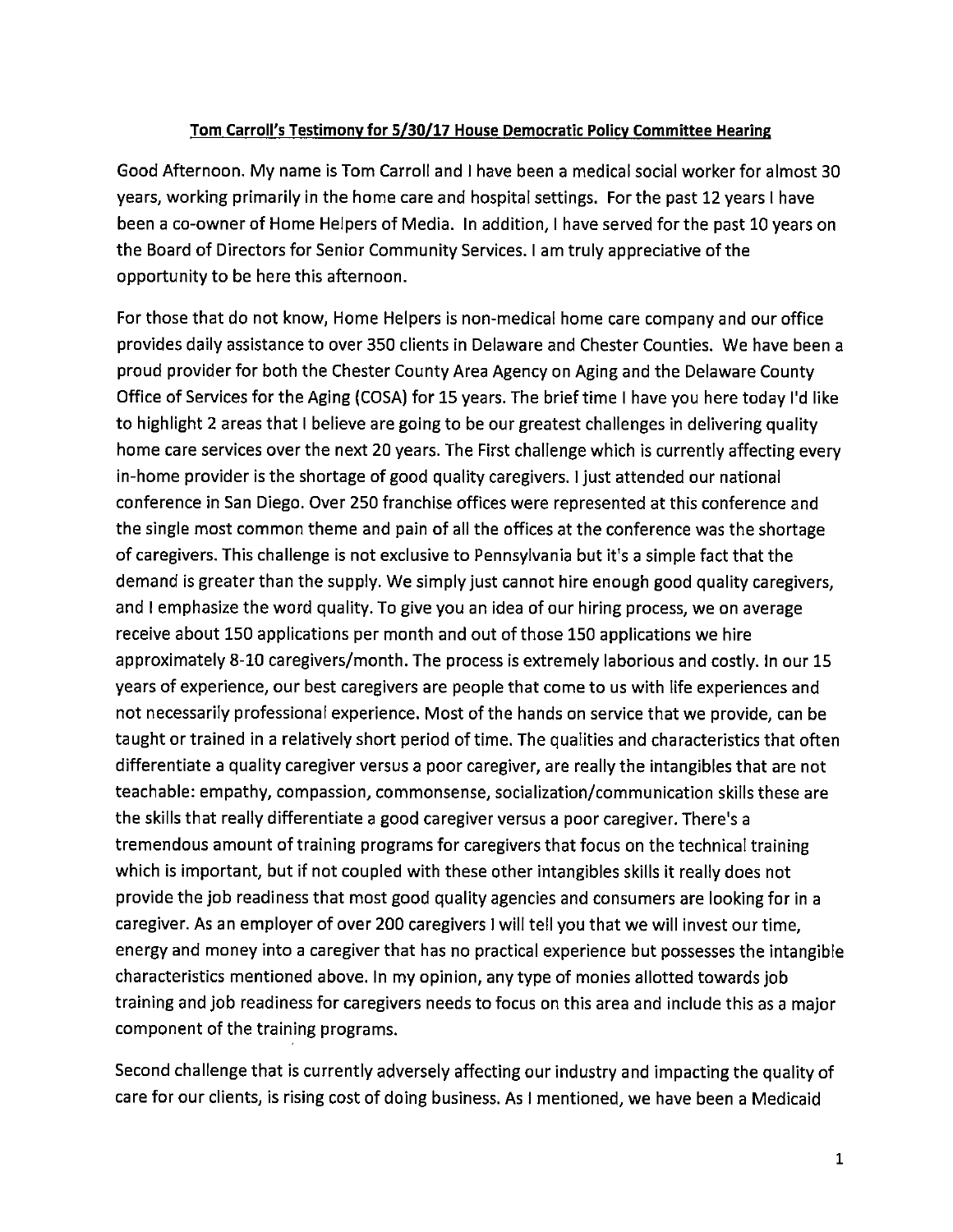**Tom Carroll's Testimony for 5/30/17 House Democratic Policy Committee Hearing**

Good Afternoon. My name is Tom Carroll and I have been a medical social worker for almost 30 years, working primarily in the home care and hospital settings. For the past 12 years I have been a co-owner of Home Helpers of Media. In addition, I have served for the past 10 years on the Board of Directors for Senior Community Services. I am truly appreciative of the opportunity to be here this afternoon.

For those that do not know, Home Helpers is non-medical home care company and our office provides daily assistance to over 350 clients in Delaware and Chester Counties. We have been a proud provider for both the Chester County Area Agency on Aging and the Delaware County Office of Services for the Aging (COSA) for 15 years. The brief time I have you here today I'd like to highlight 2 areas that I believe are going to be our greatest challenges in delivering quality home care services over the next 20 years. The First challenge which is currently affecting every in-home provider is the shortage of good quality caregivers. I just attended our national conference in San Diego. Over 250 franchise offices were represented at this conference and the single most common theme and pain of all the offices at the conference was the shortage of caregivers. This challenge is not exclusive to Pennsylvania but it's a simple fact that the demand is greater than the supply. We simply just cannot hire enough good quality caregivers, and I emphasize the word quality. To give you an idea of our hiring process, we on average receive about 150 applications per month and out of those 150 applications we hire approximately 8-10 caregivers/month. The process is extremely laborious and costly. In our 15 years of experience, our best caregivers are people that come to us with life experiences and not necessarily professional experience. Most of the hands on service that we provide, can be taught or trained in a relatively short period of time. The qualities and characteristics that often differentiate a quality caregiver versus a poor caregiver, are really the intangibles that are not teachable: empathy, compassion, commonsense, socialization/communication skills these are the skills that really differentiate a good caregiver versus a poor caregiver. There's a tremendous amount of training programs for caregivers that focus on the technical training which is important, but if not coupled with these other intangibles skills it really does not provide the job readiness that most good quality agencies and consumers are looking for in a caregiver. As an employer of over 200 caregivers I will tell you that we will invest our time, energy and money into a caregiver that has no practical experience but possesses the intangible characteristics mentioned above. In my opinion, any type of monies allotted towards job training and job readiness for caregivers needs to focus on this area and include this as a major component of the training programs.

Second challenge that is currently adversely affecting our industry and impacting the quality of care for our clients, is rising cost of doing business. As I mentioned, we have been a Medicaid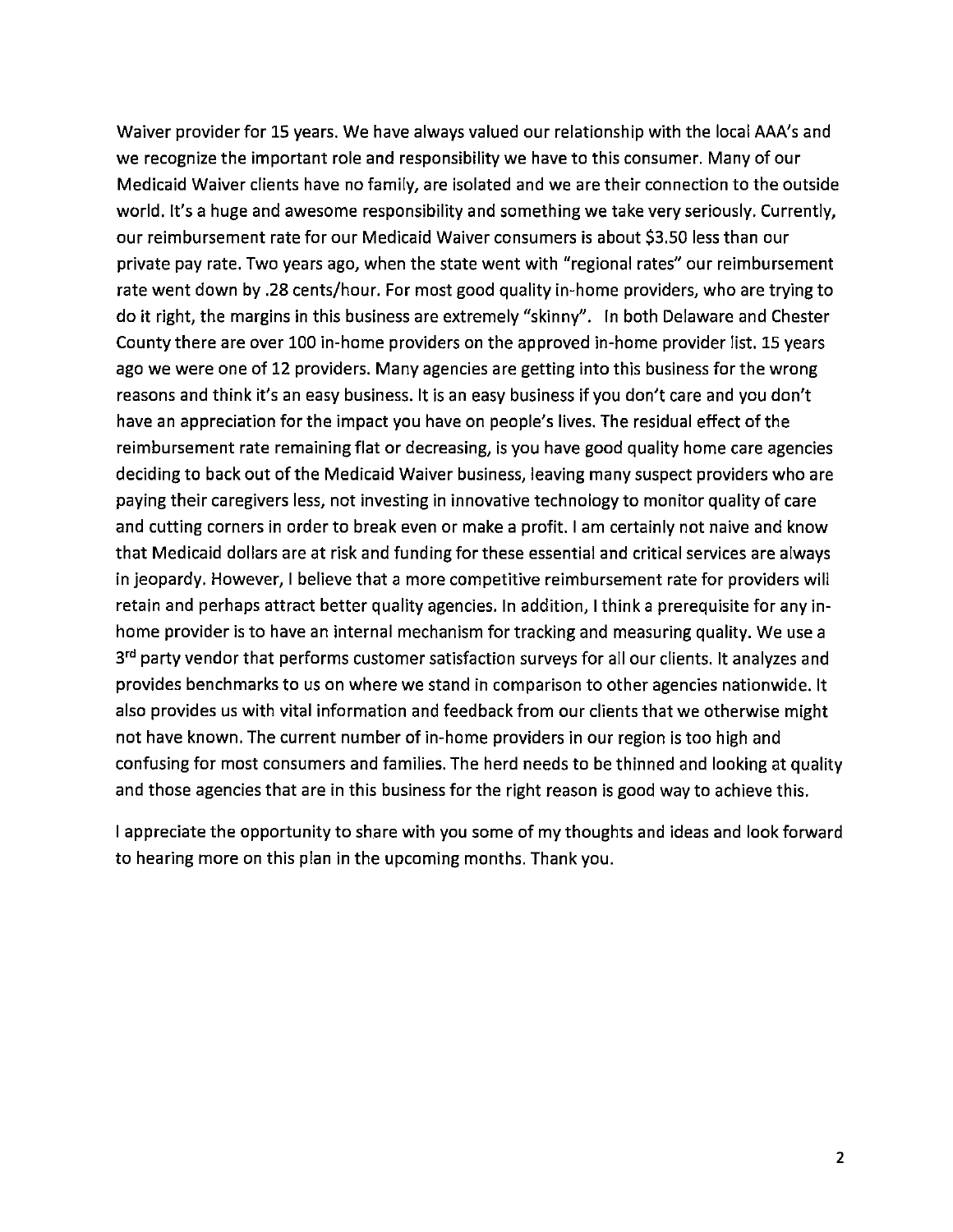Waiver provider for 15 years. We have always valued our relationship with the local AAA's and we recognize the important role and responsibility we have to this consumer. Many of our Medicaid Waiver clients have no family, are isolated and we are their connection to the outside world. It's a huge and awesome responsibility and something we take very seriously. Currently, our reimbursement rate for our Medicaid Waiver consumers is about $3.50 less than our private pay rate. Two years ago, when the state went with "regional rates" our reimbursement rate went down by .28 cents/hour. For most good quality in-home providers, who are trying to do it right, the margins in this business are extremely "skinny". In both Delaware and Chester County there are over 100 in-home providers on the approved in-home provider list. 15 years ago we were one of 12 providers. Many agencies are getting into this business for the wrong reasons and think it's an easy business. It is an easy business if you don't care and you don't have an appreciation for the impact you have on people's lives. The residual effect of the reimbursement rate remaining flat or decreasing, is you have good quality home care agencies deciding to back out of the Medicaid Waiver business, leaving many suspect providers who are paying their caregivers less, not investing in innovative technology to monitor quality of care and cutting corners in order to break even or make a profit. I am certainly not naive and know that Medicaid dollars are at risk and funding for these essential and critical services are always in jeopardy. However, I believe that a more competitive reimbursement rate for providers will retain and perhaps attract better quality agencies. In addition, I think a prerequisite for any in-home provider is to have an internal mechanism for tracking and measuring quality. We use a 3rd party vendor that performs customer satisfaction surveys for all our clients. It analyzes and provides benchmarks to us on where we stand in comparison to other agencies nationwide. It also provides us with vital information and feedback from our clients that we otherwise might not have known. The current number of in-home providers in our region is too high and confusing for most consumers and families. The herd needs to be thinned and looking at quality and those agencies that are in this business for the right reason is good way to achieve this.

I appreciate the opportunity to share with you some of my thoughts and ideas and look forward to hearing more on this plan in the upcoming months. Thank you.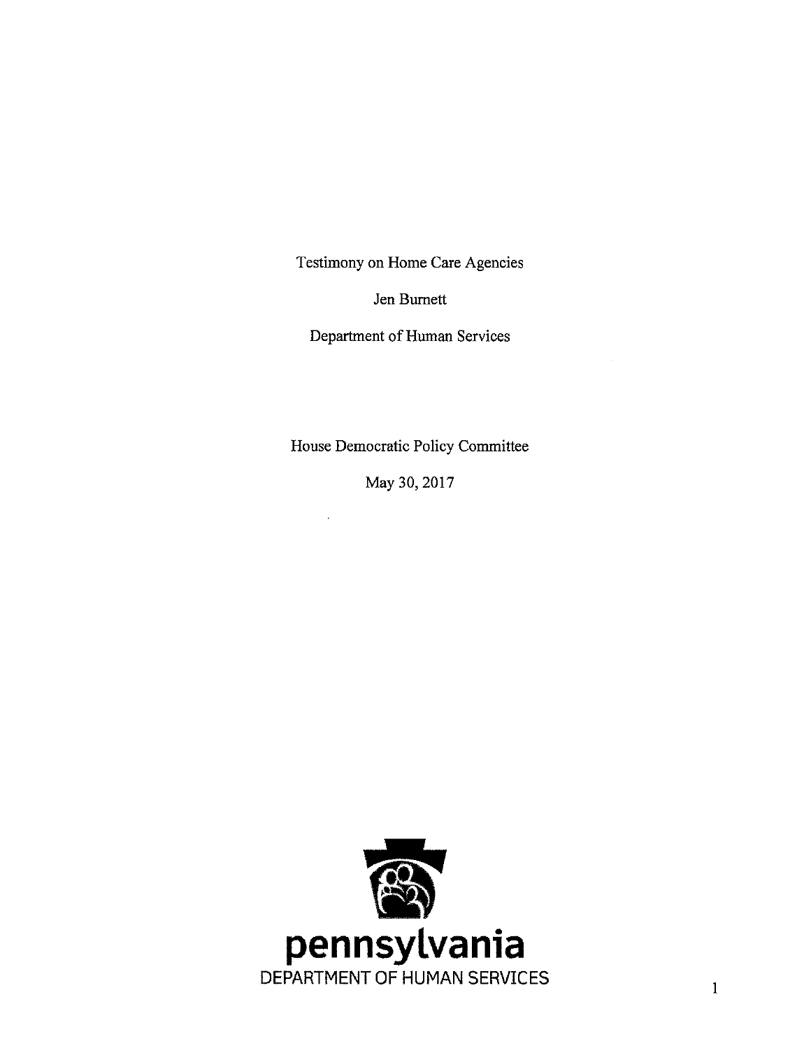Testimony on Home Care Agencies

Jen Burnett

Department of Human Services

House Democratic Policy Committee

May 30, 2017

pennsylvania
DEPARTMENT OF HUMAN SERVICES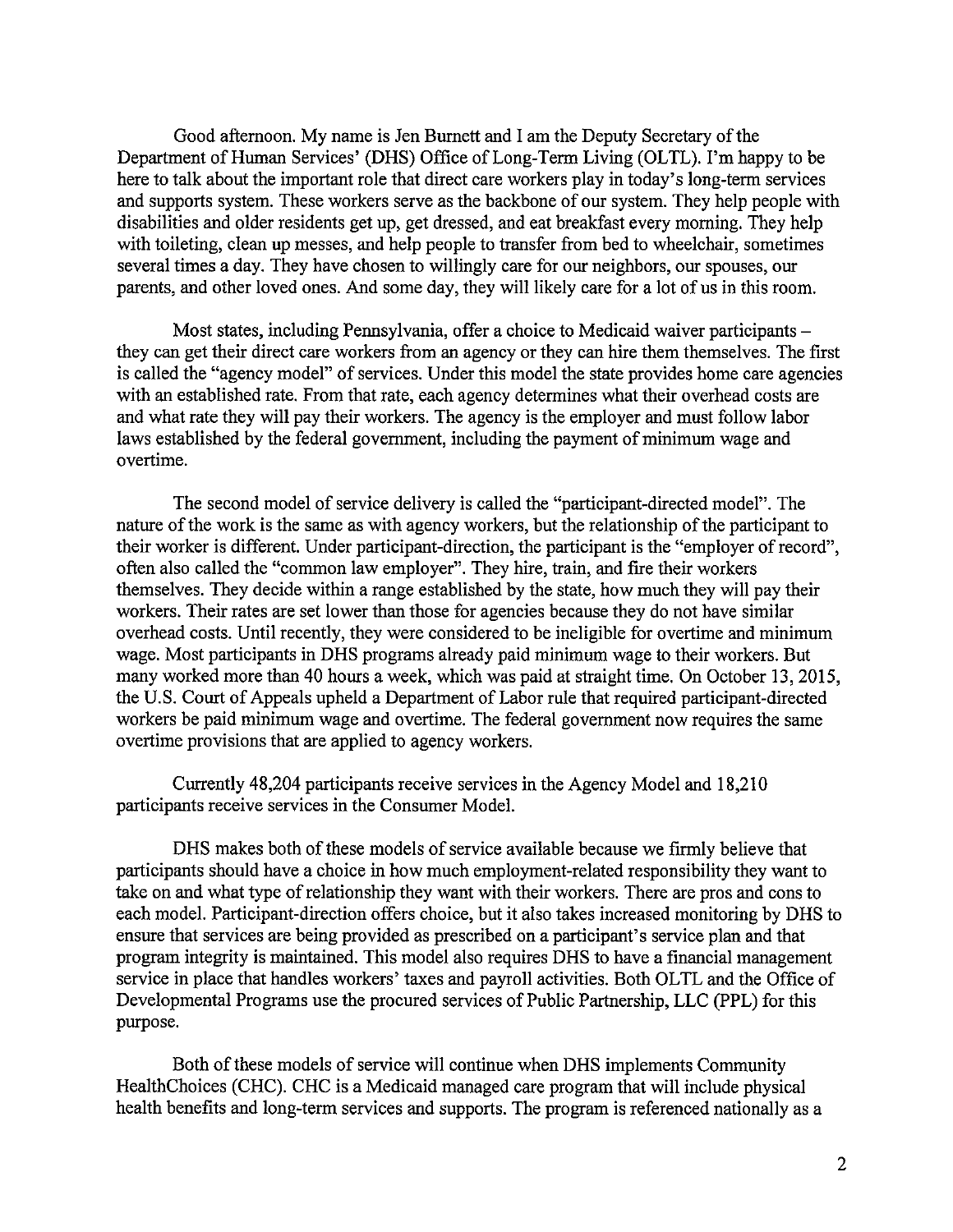Good afternoon. My name is Jen Burnett and I am the Deputy Secretary of the Department of Human Services' (DHS) Office of Long-Term Living (OLTL). I'm happy to be here to talk about the important role that direct care workers play in today's long-term services and supports system. These workers serve as the backbone of our system. They help people with disabilities and older residents get up, get dressed, and eat breakfast every morning. They help with toileting, clean up messes, and help people to transfer from bed to wheelchair, sometimes several times a day. They have chosen to willingly care for our neighbors, our spouses, our parents, and other loved ones. And some day, they will likely care for a lot of us in this room.

Most states, including Pennsylvania, offer a choice to Medicaid waiver participants – they can get their direct care workers from an agency or they can hire them themselves. The first is called the "agency model" of services. Under this model the state provides home care agencies with an established rate. From that rate, each agency determines what their overhead costs are and what rate they will pay their workers. The agency is the employer and must follow labor laws established by the federal government, including the payment of minimum wage and overtime.

The second model of service delivery is called the "participant-directed model". The nature of the work is the same as with agency workers, but the relationship of the participant to their worker is different. Under participant-direction, the participant is the "employer of record", often also called the "common law employer". They hire, train, and fire their workers themselves. They decide within a range established by the state, how much they will pay their workers. Their rates are set lower than those for agencies because they do not have similar overhead costs. Until recently, they were considered to be ineligible for overtime and minimum wage. Most participants in DHS programs already paid minimum wage to their workers. But many worked more than 40 hours a week, which was paid at straight time. On October 13, 2015, the U.S. Court of Appeals upheld a Department of Labor rule that required participant-directed workers be paid minimum wage and overtime. The federal government now requires the same overtime provisions that are applied to agency workers.

Currently 48,204 participants receive services in the Agency Model and 18,210 participants receive services in the Consumer Model.

DHS makes both of these models of service available because we firmly believe that participants should have a choice in how much employment-related responsibility they want to take on and what type of relationship they want with their workers. There are pros and cons to each model. Participant-direction offers choice, but it also takes increased monitoring by DHS to ensure that services are being provided as prescribed on a participant's service plan and that program integrity is maintained. This model also requires DHS to have a financial management service in place that handles workers' taxes and payroll activities. Both OLTL and the Office of Developmental Programs use the procured services of Public Partnership, LLC (PPL) for this purpose.

Both of these models of service will continue when DHS implements Community HealthChoices (CHC). CHC is a Medicaid managed care program that will include physical health benefits and long-term services and supports. The program is referenced nationally as a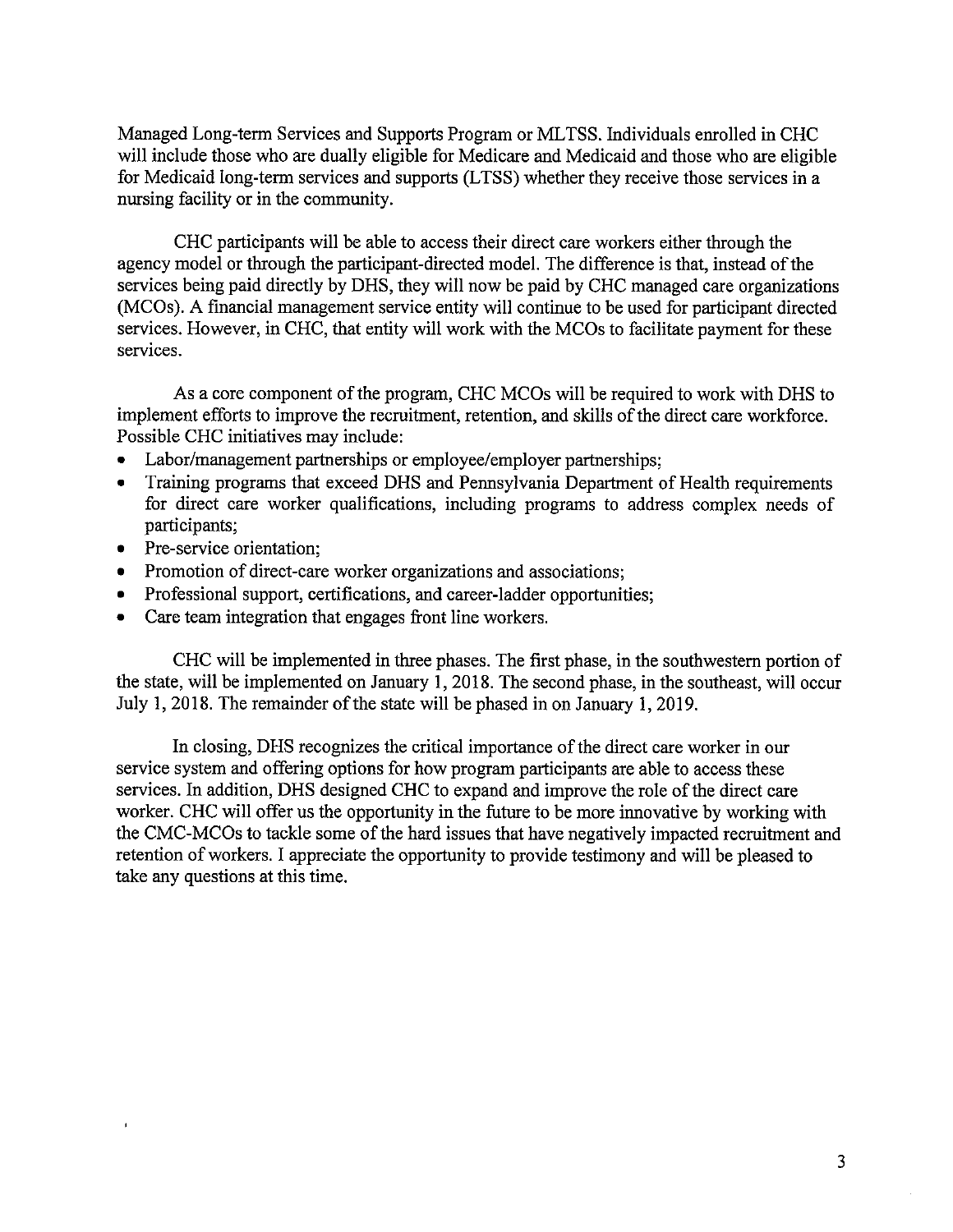Managed Long-term Services and Supports Program or MLTSS. Individuals enrolled in CHC will include those who are dually eligible for Medicare and Medicaid and those who are eligible for Medicaid long-term services and supports (LTSS) whether they receive those services in a nursing facility or in the community.

CHC participants will be able to access their direct care workers either through the agency model or through the participant-directed model. The difference is that, instead of the services being paid directly by DHS, they will now be paid by CHC managed care organizations (MCOs). A financial management service entity will continue to be used for participant directed services. However, in CHC, that entity will work with the MCOs to facilitate payment for these services.

As a core component of the program, CHC MCOs will be required to work with DHS to implement efforts to improve the recruitment, retention, and skills of the direct care workforce. Possible CHC initiatives may include:

- Labor/management partnerships or employee/employer partnerships;
- Training programs that exceed DHS and Pennsylvania Department of Health requirements for direct care worker qualifications, including programs to address complex needs of participants;
- Pre-service orientation;
- Promotion of direct-care worker organizations and associations;
- Professional support, certifications, and career-ladder opportunities;
- Care team integration that engages front line workers.

CHC will be implemented in three phases. The first phase, in the southwestern portion of the state, will be implemented on January 1, 2018. The second phase, in the southeast, will occur July 1, 2018. The remainder of the state will be phased in on January 1, 2019.

In closing, DHS recognizes the critical importance of the direct care worker in our service system and offering options for how program participants are able to access these services. In addition, DHS designed CHC to expand and improve the role of the direct care worker. CHC will offer us the opportunity in the future to be more innovative by working with the CMC-MCOs to tackle some of the hard issues that have negatively impacted recruitment and retention of workers. I appreciate the opportunity to provide testimony and will be pleased to take any questions at this time.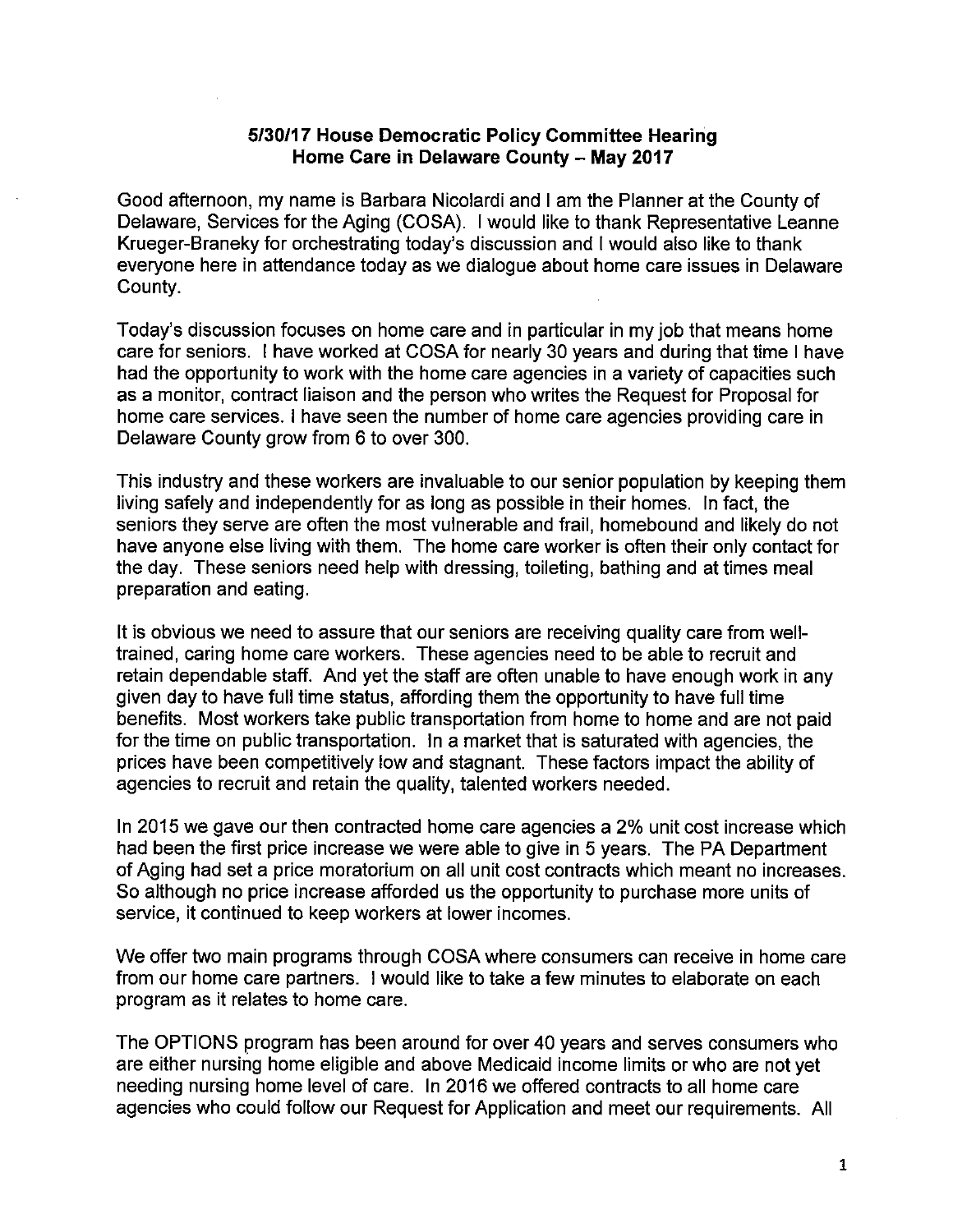**5/30/17 House Democratic Policy Committee Hearing**
**Home Care in Delaware County – May 2017**

Good afternoon, my name is Barbara Nicolardi and I am the Planner at the County of Delaware, Services for the Aging (COSA). I would like to thank Representative Leanne Krueger-Braneky for orchestrating today's discussion and I would also like to thank everyone here in attendance today as we dialogue about home care issues in Delaware County.

Today's discussion focuses on home care and in particular in my job that means home care for seniors. I have worked at COSA for nearly 30 years and during that time I have had the opportunity to work with the home care agencies in a variety of capacities such as a monitor, contract liaison and the person who writes the Request for Proposal for home care services. I have seen the number of home care agencies providing care in Delaware County grow from 6 to over 300.

This industry and these workers are invaluable to our senior population by keeping them living safely and independently for as long as possible in their homes. In fact, the seniors they serve are often the most vulnerable and frail, homebound and likely do not have anyone else living with them. The home care worker is often their only contact for the day. These seniors need help with dressing, toileting, bathing and at times meal preparation and eating.

It is obvious we need to assure that our seniors are receiving quality care from well-trained, caring home care workers. These agencies need to be able to recruit and retain dependable staff. And yet the staff are often unable to have enough work in any given day to have full time status, affording them the opportunity to have full time benefits. Most workers take public transportation from home to home and are not paid for the time on public transportation. In a market that is saturated with agencies, the prices have been competitively low and stagnant. These factors impact the ability of agencies to recruit and retain the quality, talented workers needed.

In 2015 we gave our then contracted home care agencies a 2% unit cost increase which had been the first price increase we were able to give in 5 years. The PA Department of Aging had set a price moratorium on all unit cost contracts which meant no increases. So although no price increase afforded us the opportunity to purchase more units of service, it continued to keep workers at lower incomes.

We offer two main programs through COSA where consumers can receive in home care from our home care partners. I would like to take a few minutes to elaborate on each program as it relates to home care.

The OPTIONS program has been around for over 40 years and serves consumers who are either nursing home eligible and above Medicaid income limits or who are not yet needing nursing home level of care. In 2016 we offered contracts to all home care agencies who could follow our Request for Application and meet our requirements. All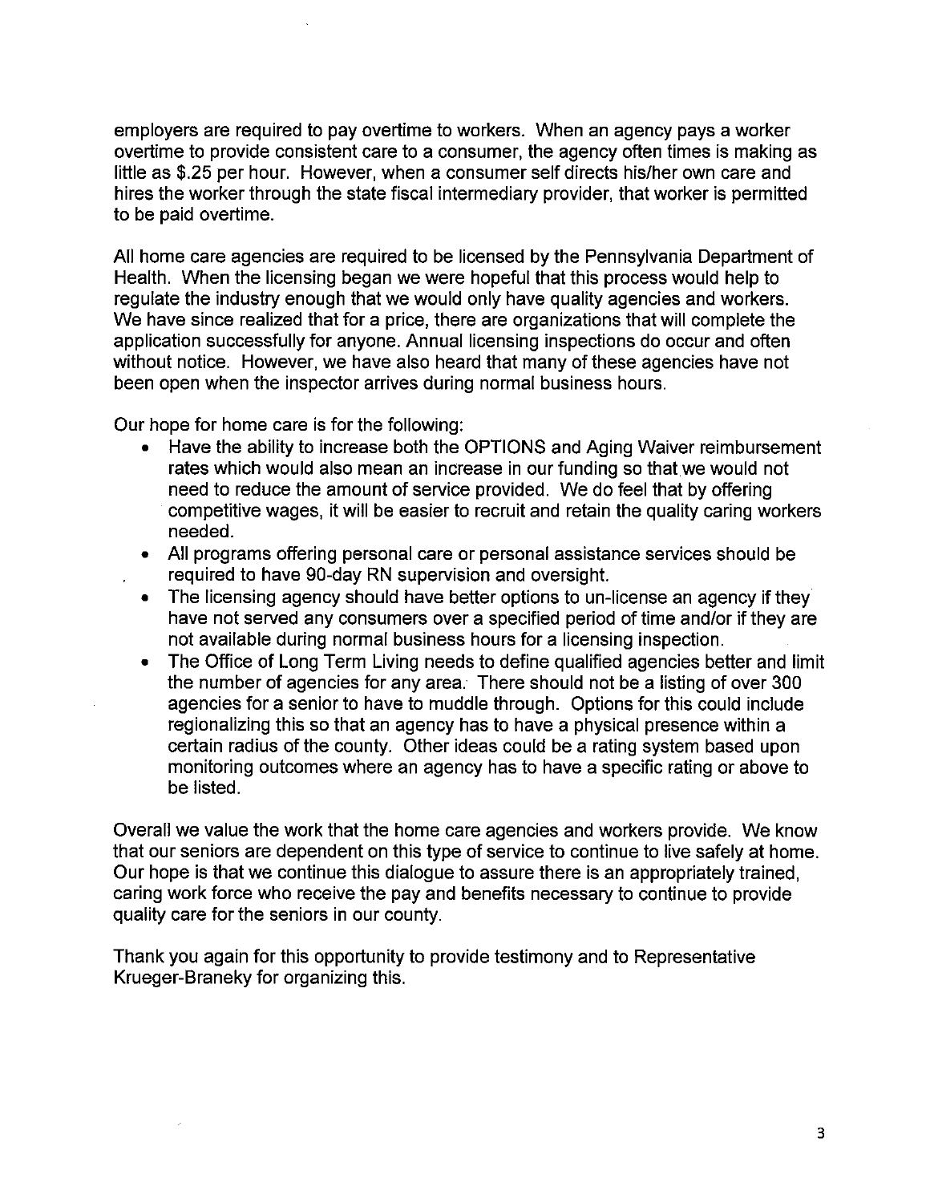employers are required to pay overtime to workers. When an agency pays a worker overtime to provide consistent care to a consumer, the agency often times is making as little as $.25 per hour. However, when a consumer self directs his/her own care and hires the worker through the state fiscal intermediary provider, that worker is permitted to be paid overtime.

All home care agencies are required to be licensed by the Pennsylvania Department of Health. When the licensing began we were hopeful that this process would help to regulate the industry enough that we would only have quality agencies and workers. We have since realized that for a price, there are organizations that will complete the application successfully for anyone. Annual licensing inspections do occur and often without notice. However, we have also heard that many of these agencies have not been open when the inspector arrives during normal business hours.

Our hope for home care is for the following:

- Have the ability to increase both the OPTIONS and Aging Waiver reimbursement rates which would also mean an increase in our funding so that we would not need to reduce the amount of service provided. We do feel that by offering competitive wages, it will be easier to recruit and retain the quality caring workers needed.
- All programs offering personal care or personal assistance services should be required to have 90-day RN supervision and oversight.
- The licensing agency should have better options to un-license an agency if they have not served any consumers over a specified period of time and/or if they are not available during normal business hours for a licensing inspection.
- The Office of Long Term Living needs to define qualified agencies better and limit the number of agencies for any area. There should not be a listing of over 300 agencies for a senior to have to muddle through. Options for this could include regionalizing this so that an agency has to have a physical presence within a certain radius of the county. Other ideas could be a rating system based upon monitoring outcomes where an agency has to have a specific rating or above to be listed.

Overall we value the work that the home care agencies and workers provide. We know that our seniors are dependent on this type of service to continue to live safely at home. Our hope is that we continue this dialogue to assure there is an appropriately trained, caring work force who receive the pay and benefits necessary to continue to provide quality care for the seniors in our county.

Thank you again for this opportunity to provide testimony and to Representative Krueger-Braneky for organizing this.